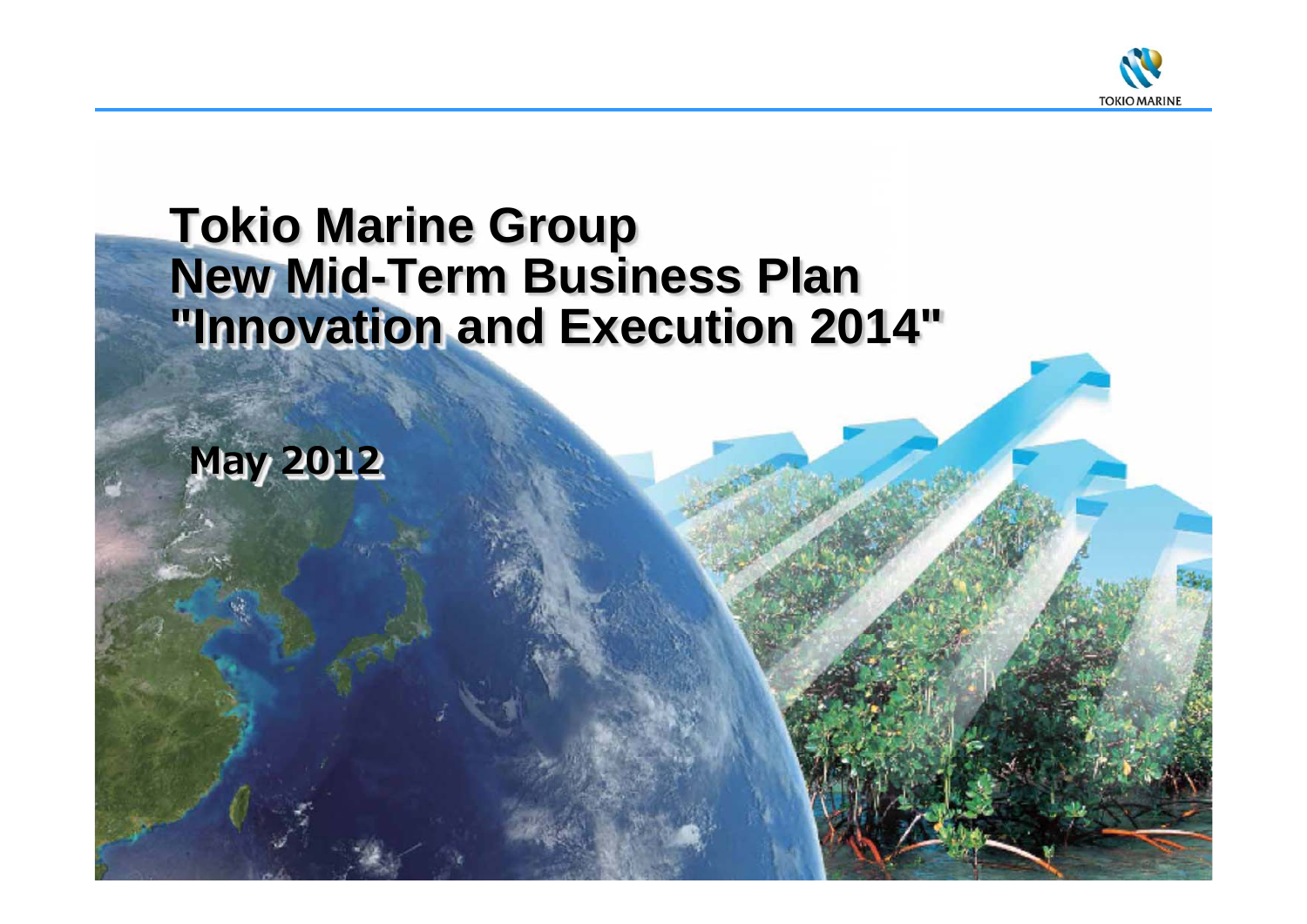# Tokio Marine Group New Mid-Term Business Plan "Innovation and Execution 2014"

**May 2012**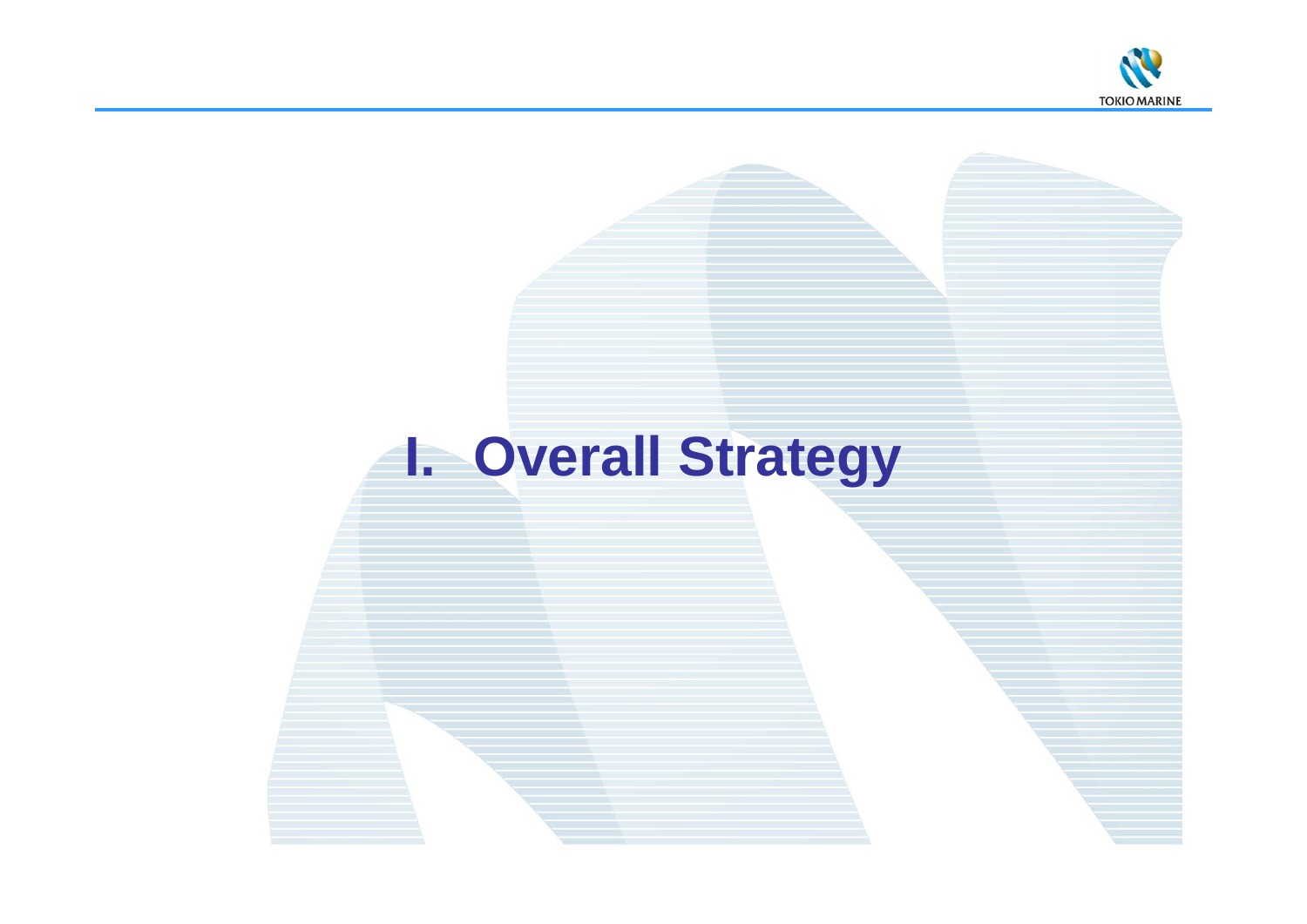# I. Overall Strategy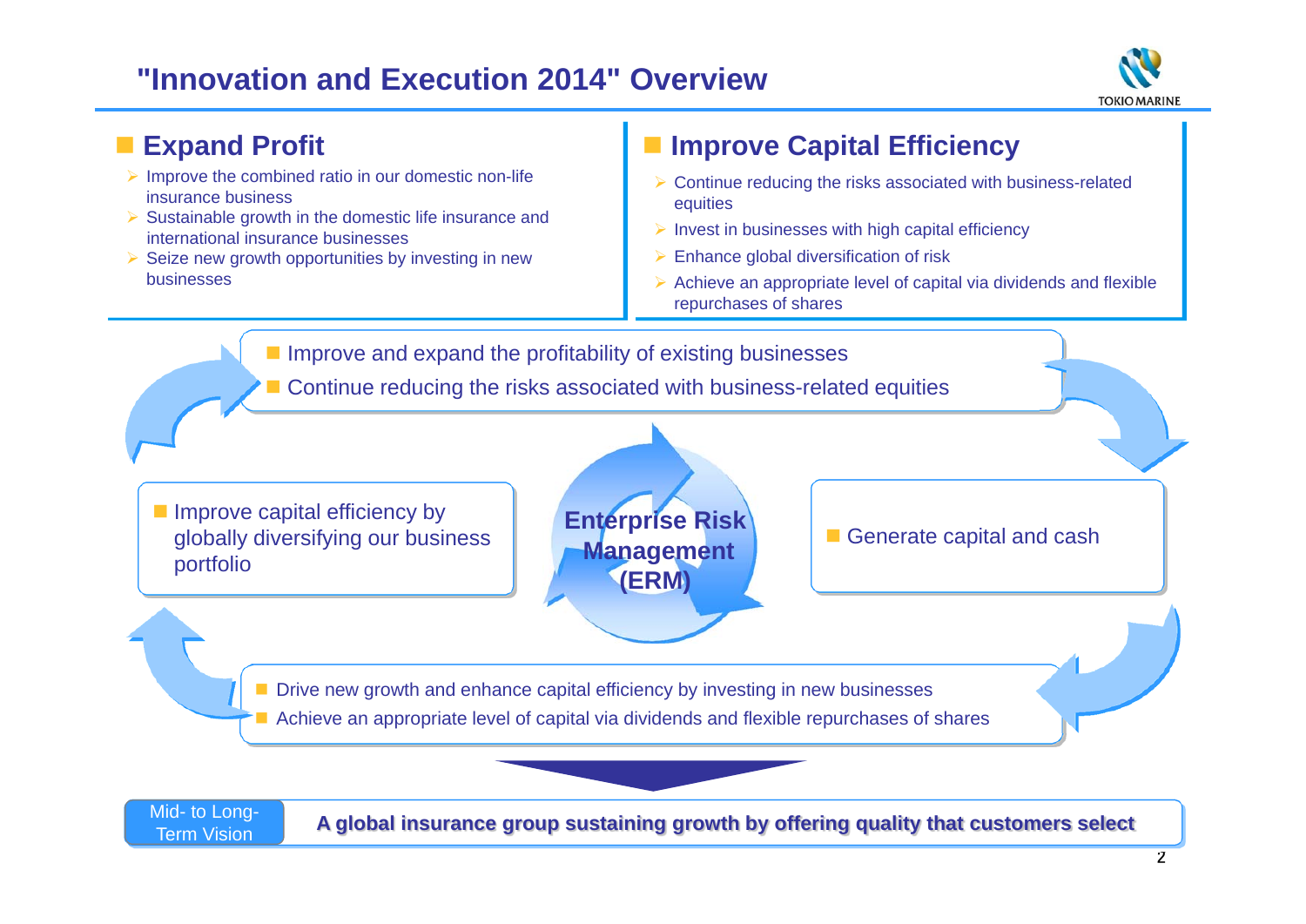# "Innovation and Execution 2014" Overview

## Expand Profit

- Improve the combined ratio in our domestic non-life insurance business
- Sustainable growth in the domestic life insurance and international insurance businesses
- Seize new growth opportunities by investing in new businesses

## Improve Capital Efficiency

- Continue reducing the risks associated with business-related equities
- Invest in businesses with high capital efficiency
- Enhance global diversification of risk
- Achieve an appropriate level of capital via dividends and flexible repurchases of shares

---

- Improve and expand the profitability of existing businesses
- Continue reducing the risks associated with business-related equities

- Generate capital and cash

**Enterprise Risk Management (ERM)**

- Drive new growth and enhance capital efficiency by investing in new businesses
- Achieve an appropriate level of capital via dividends and flexible repurchases of shares

- Improve capital efficiency by globally diversifying our business portfolio

---

| Mid- to Long-Term Vision | **A global insurance group sustaining growth by offering quality that customers select** |
|---|---|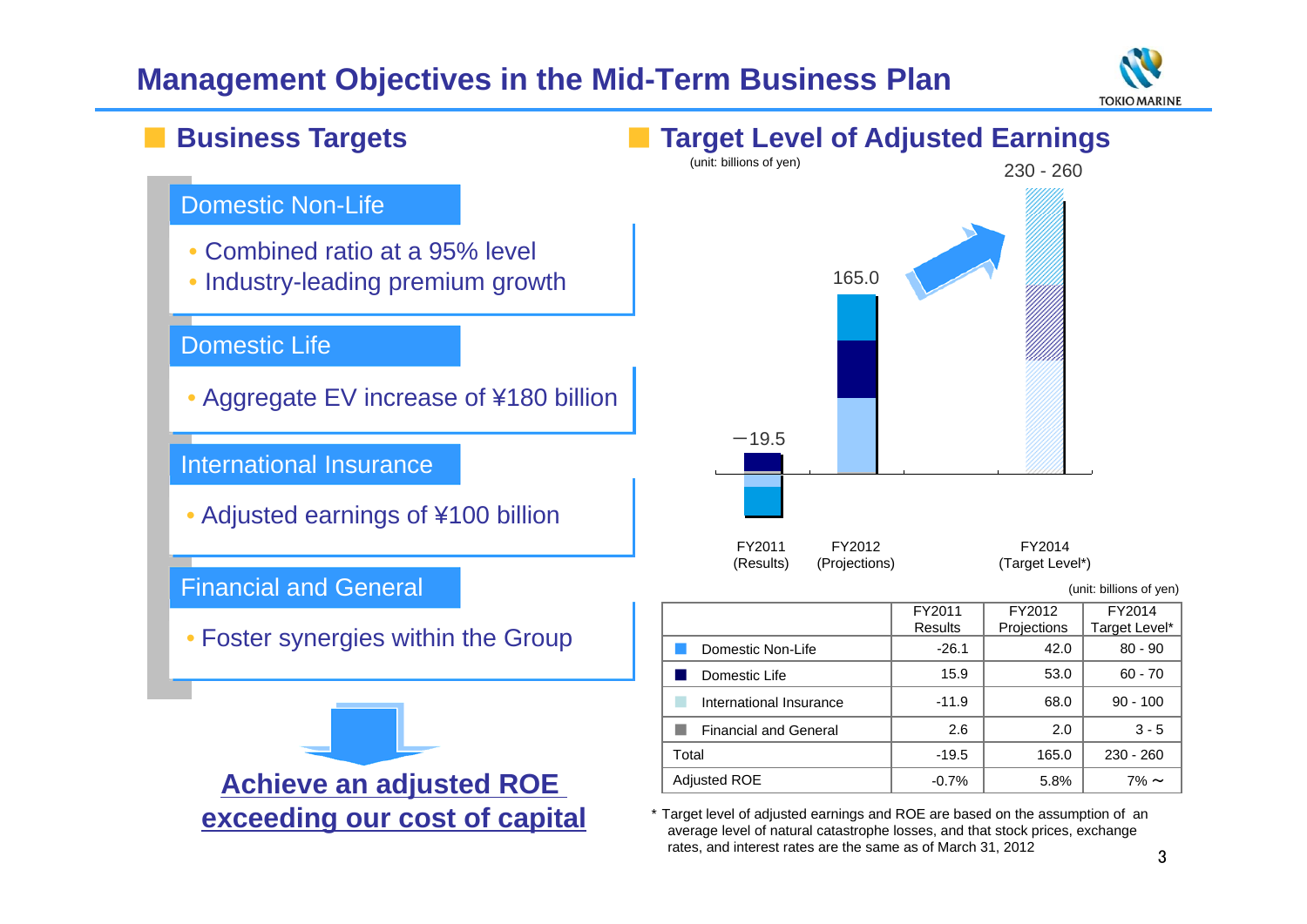# Management Objectives in the Mid-Term Business Plan

## Business Targets

### Domestic Non-Life

- Combined ratio at a 95% level
- Industry-leading premium growth

### Domestic Life

- Aggregate EV increase of ¥180 billion

### International Insurance

- Adjusted earnings of ¥100 billion

### Financial and General

- Foster synergies within the Group

**Achieve an adjusted ROE exceeding our cost of capital**

## Target Level of Adjusted Earnings

(unit: billions of yen)

FY2011 (Results): −19.5
FY2012 (Projections): 165.0
FY2014 (Target Level*): 230 - 260

(unit: billions of yen)

| | FY2011 Results | FY2012 Projections | FY2014 Target Level* |
|---|---|---|---|
| Domestic Non-Life | -26.1 | 42.0 | 80 - 90 |
| Domestic Life | 15.9 | 53.0 | 60 - 70 |
| International Insurance | -11.9 | 68.0 | 90 - 100 |
| Financial and General | 2.6 | 2.0 | 3 - 5 |
| Total | -19.5 | 165.0 | 230 - 260 |
| Adjusted ROE | -0.7% | 5.8% | 7% ~ |

* Target level of adjusted earnings and ROE are based on the assumption of an average level of natural catastrophe losses, and that stock prices, exchange rates, and interest rates are the same as of March 31, 2012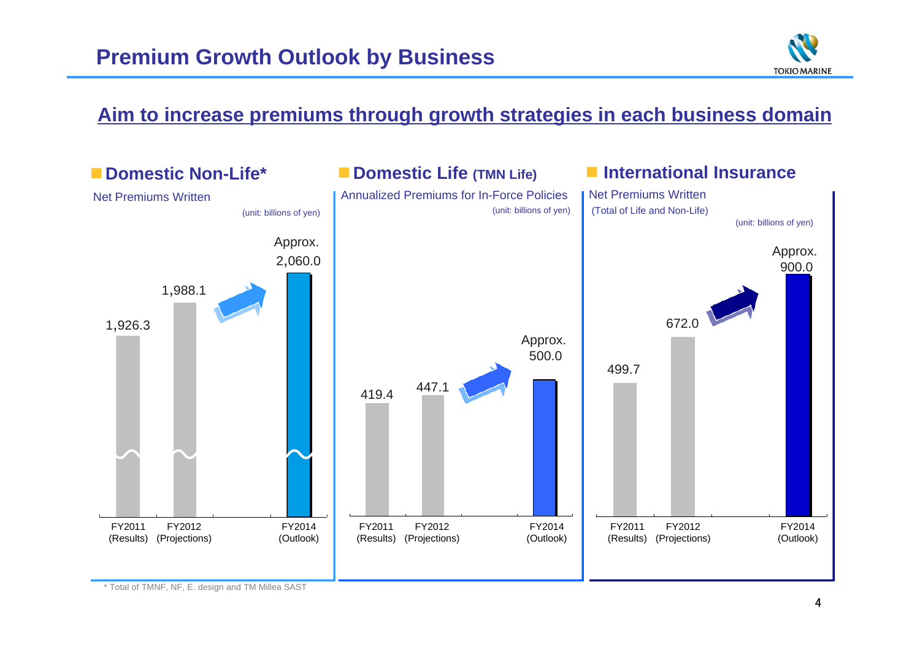# Premium Growth Outlook by Business

## Aim to increase premiums through growth strategies in each business domain

### Domestic Non-Life*

Net Premiums Written

(unit: billions of yen)

| FY2011 (Results) | FY2012 (Projections) | FY2014 (Outlook) |
|---|---|---|
| 1,926.3 | 1,988.1 | Approx. 2,060.0 |

### Domestic Life (TMN Life)

Annualized Premiums for In-Force Policies

(unit: billions of yen)

| FY2011 (Results) | FY2012 (Projections) | FY2014 (Outlook) |
|---|---|---|
| 419.4 | 447.1 | Approx. 500.0 |

### International Insurance

Net Premiums Written (Total of Life and Non-Life)

(unit: billions of yen)

| FY2011 (Results) | FY2012 (Projections) | FY2014 (Outlook) |
|---|---|---|
| 499.7 | 672.0 | Approx. 900.0 |

\* Total of TMNF, NF, E. design and TM Millea SAST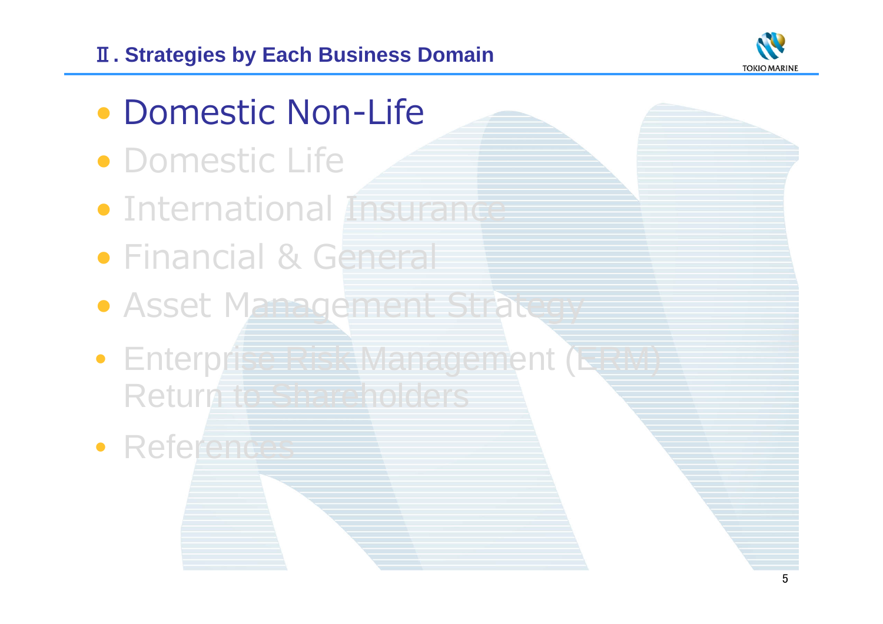## Ⅱ. Strategies by Each Business Domain

- **Domestic Non-Life**
- Domestic Life
- International Insurance
- Financial & General
- Asset Management Strategy
- Enterprise Risk Management (ERM) Return to Shareholders
- References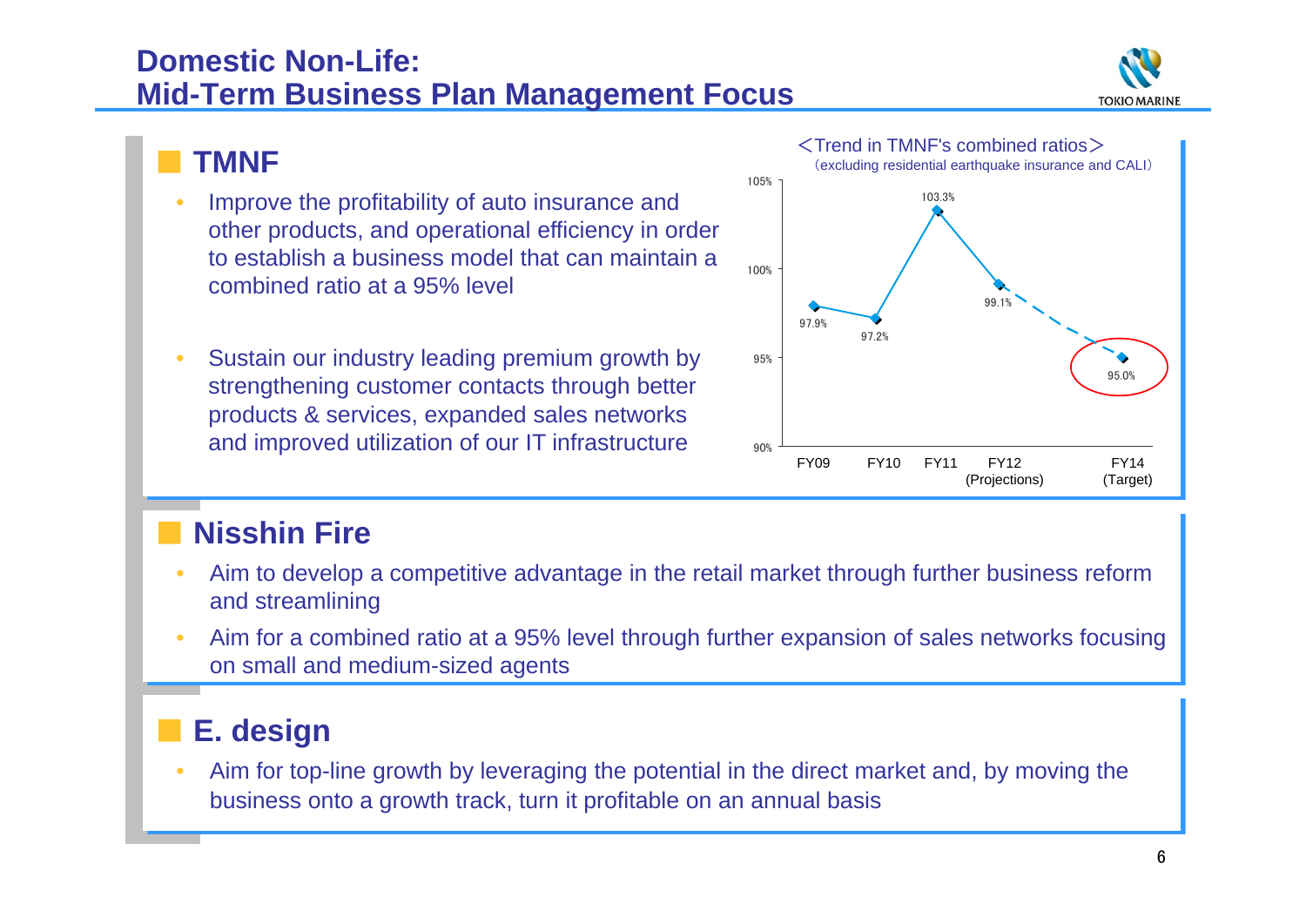# Domestic Non-Life: Mid-Term Business Plan Management Focus

## TMNF

- Improve the profitability of auto insurance and other products, and operational efficiency in order to establish a business model that can maintain a combined ratio at a 95% level
- Sustain our industry leading premium growth by strengthening customer contacts through better products & services, expanded sales networks and improved utilization of our IT infrastructure

<Trend in TMNF's combined ratios>
(excluding residential earthquake insurance and CALI)

| | FY09 | FY10 | FY11 | FY12 (Projections) | FY14 (Target) |
|---|---|---|---|---|---|
| Combined ratio | 97.9% | 97.2% | 103.3% | 99.1% | 95.0% |

## Nisshin Fire

- Aim to develop a competitive advantage in the retail market through further business reform and streamlining
- Aim for a combined ratio at a 95% level through further expansion of sales networks focusing on small and medium-sized agents

## E. design

- Aim for top-line growth by leveraging the potential in the direct market and, by moving the business onto a growth track, turn it profitable on an annual basis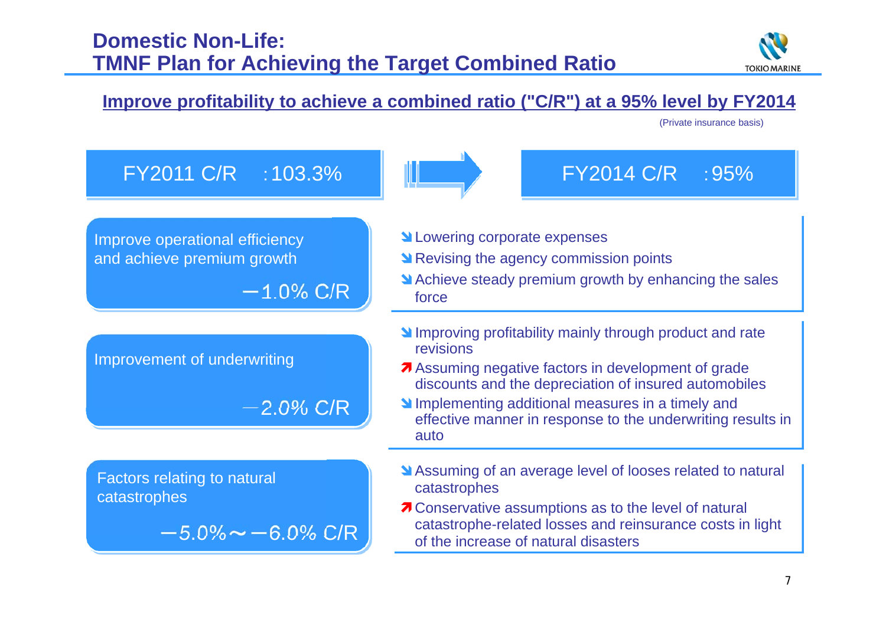# Domestic Non-Life: TMNF Plan for Achieving the Target Combined Ratio

## Improve profitability to achieve a combined ratio ("C/R") at a 95% level by FY2014

(Private insurance basis)

**FY2011 C/R :103.3%** → **FY2014 C/R :95%**

| Factor | Measures |
| --- | --- |
| Improve operational efficiency and achieve premium growth<br>−1.0% C/R | ↘ Lowering corporate expenses<br>↘ Revising the agency commission points<br>↘ Achieve steady premium growth by enhancing the sales force |
| Improvement of underwriting<br>−2.0% C/R | ↘ Improving profitability mainly through product and rate revisions<br>↗ Assuming negative factors in development of grade discounts and the depreciation of insured automobiles<br>↘ Implementing additional measures in a timely and effective manner in response to the underwriting results in auto |
| Factors relating to natural catastrophes<br>−5.0%～−6.0% C/R | ↘ Assuming of an average level of looses related to natural catastrophes<br>↗ Conservative assumptions as to the level of natural catastrophe-related losses and reinsurance costs in light of the increase of natural disasters |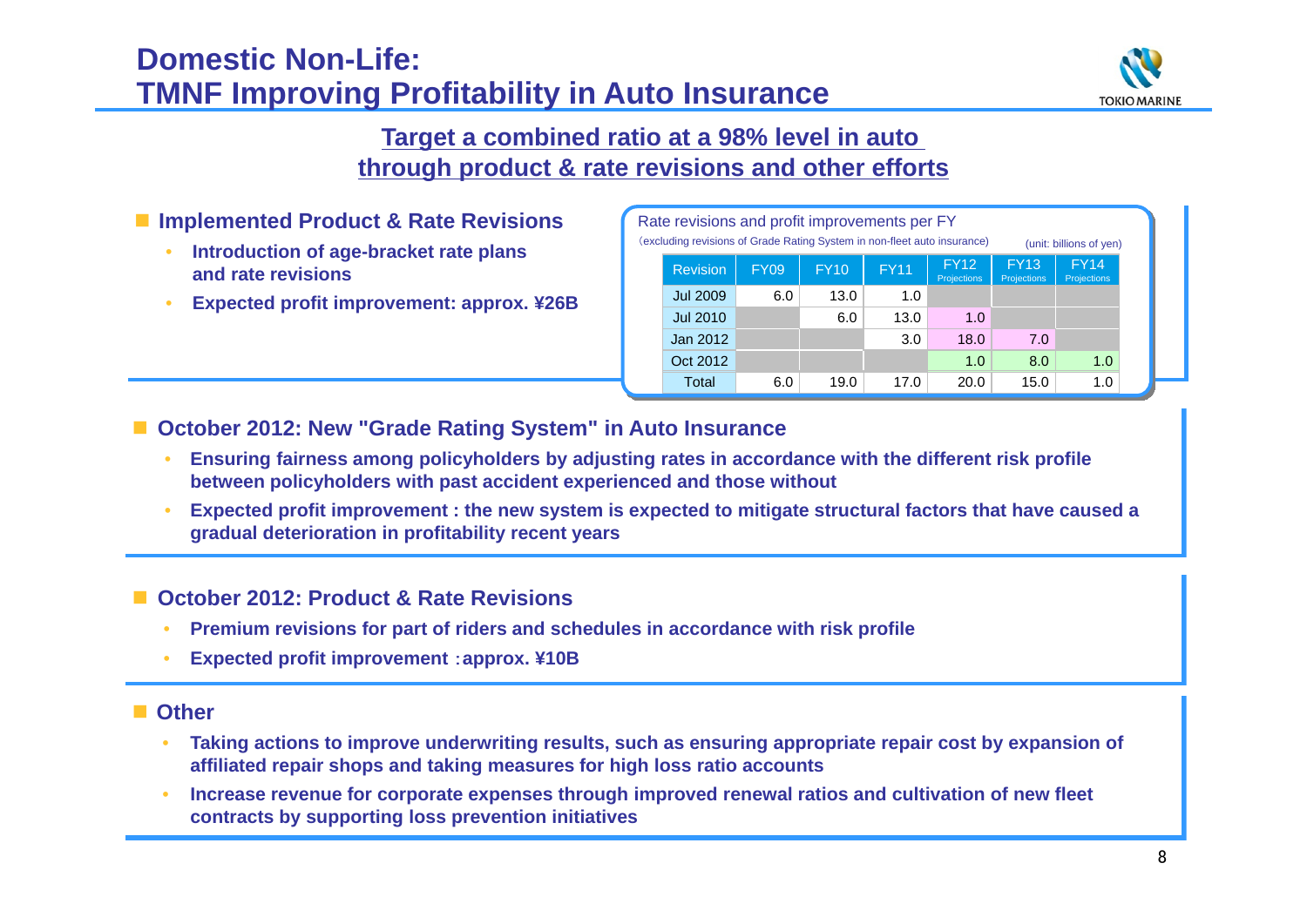# Domestic Non-Life: TMNF Improving Profitability in Auto Insurance

## Target a combined ratio at a 98% level in auto through product & rate revisions and other efforts

- **Implemented Product & Rate Revisions**
  - **Introduction of age-bracket rate plans and rate revisions**
  - **Expected profit improvement: approx. ¥26B**

Rate revisions and profit improvements per FY
(excluding revisions of Grade Rating System in non-fleet auto insurance) (unit: billions of yen)

| Revision | FY09 | FY10 | FY11 | FY12 Projections | FY13 Projections | FY14 Projections |
|---|---|---|---|---|---|---|
| Jul 2009 | 6.0 | 13.0 | 1.0 | | | |
| Jul 2010 | | 6.0 | 13.0 | 1.0 | | |
| Jan 2012 | | | 3.0 | 18.0 | 7.0 | |
| Oct 2012 | | | | 1.0 | 8.0 | 1.0 |
| Total | 6.0 | 19.0 | 17.0 | 20.0 | 15.0 | 1.0 |

- **October 2012: New "Grade Rating System" in Auto Insurance**
  - **Ensuring fairness among policyholders by adjusting rates in accordance with the different risk profile between policyholders with past accident experienced and those without**
  - **Expected profit improvement : the new system is expected to mitigate structural factors that have caused a gradual deterioration in profitability recent years**

- **October 2012: Product & Rate Revisions**
  - **Premium revisions for part of riders and schedules in accordance with risk profile**
  - **Expected profit improvement ：approx. ¥10B**

- **Other**
  - **Taking actions to improve underwriting results, such as ensuring appropriate repair cost by expansion of affiliated repair shops and taking measures for high loss ratio accounts**
  - **Increase revenue for corporate expenses through improved renewal ratios and cultivation of new fleet contracts by supporting loss prevention initiatives**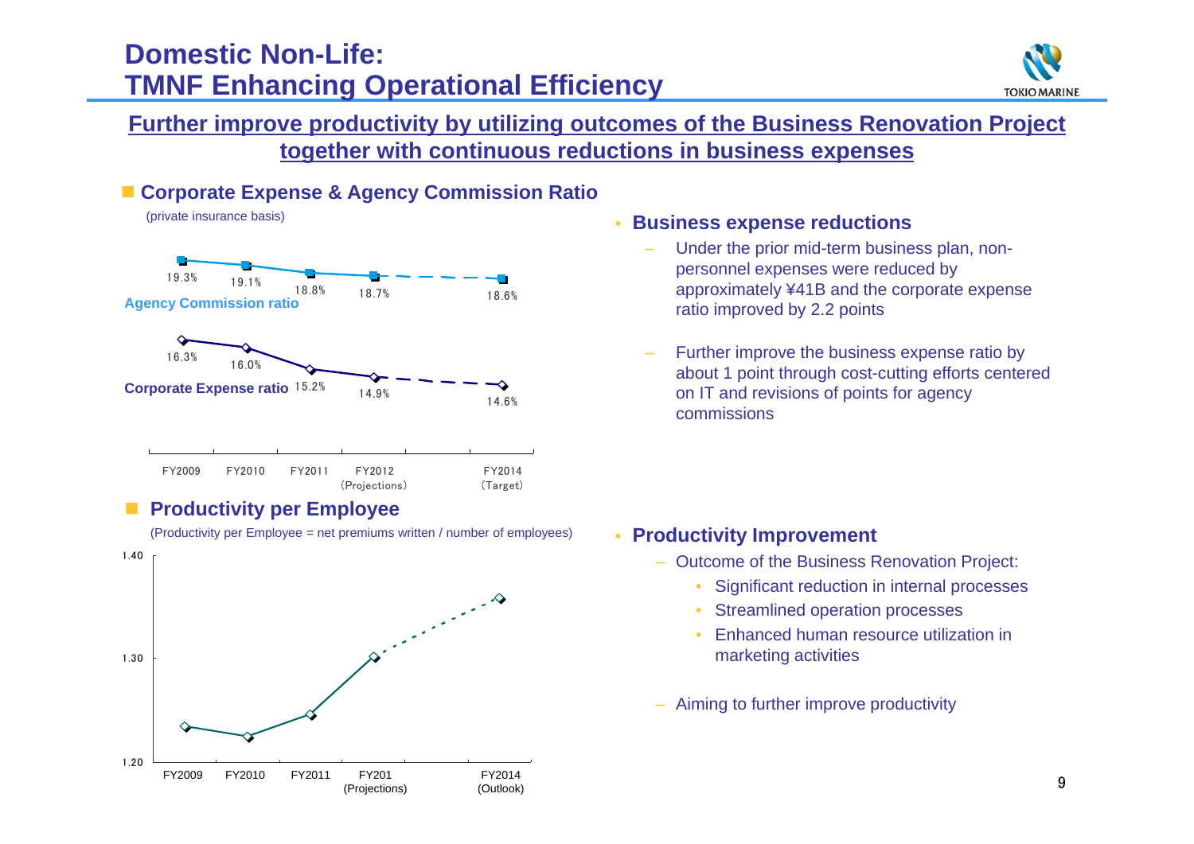# Domestic Non-Life: TMNF Enhancing Operational Efficiency

**Further improve productivity by utilizing outcomes of the Business Renovation Project together with continuous reductions in business expenses**

## Corporate Expense & Agency Commission Ratio

(private insurance basis)

| | FY2009 | FY2010 | FY2011 | FY2012 (Projections) | FY2014 (Target) |
|---|---|---|---|---|---|
| Agency Commission ratio | 19.3% | 19.1% | 18.8% | 18.7% | 18.6% |
| Corporate Expense ratio | 16.3% | 16.0% | 15.2% | 14.9% | 14.6% |

- **Business expense reductions**
  - Under the prior mid-term business plan, non-personnel expenses were reduced by approximately ¥41B and the corporate expense ratio improved by 2.2 points
  - Further improve the business expense ratio by about 1 point through cost-cutting efforts centered on IT and revisions of points for agency commissions

## Productivity per Employee

(Productivity per Employee = net premiums written / number of employees)

Chart axis: 1.20 – 1.40; FY2009, FY2010, FY2011, FY201 (Projections), FY2014 (Outlook)

- **Productivity Improvement**
  - Outcome of the Business Renovation Project:
    - Significant reduction in internal processes
    - Streamlined operation processes
    - Enhanced human resource utilization in marketing activities
  - Aiming to further improve productivity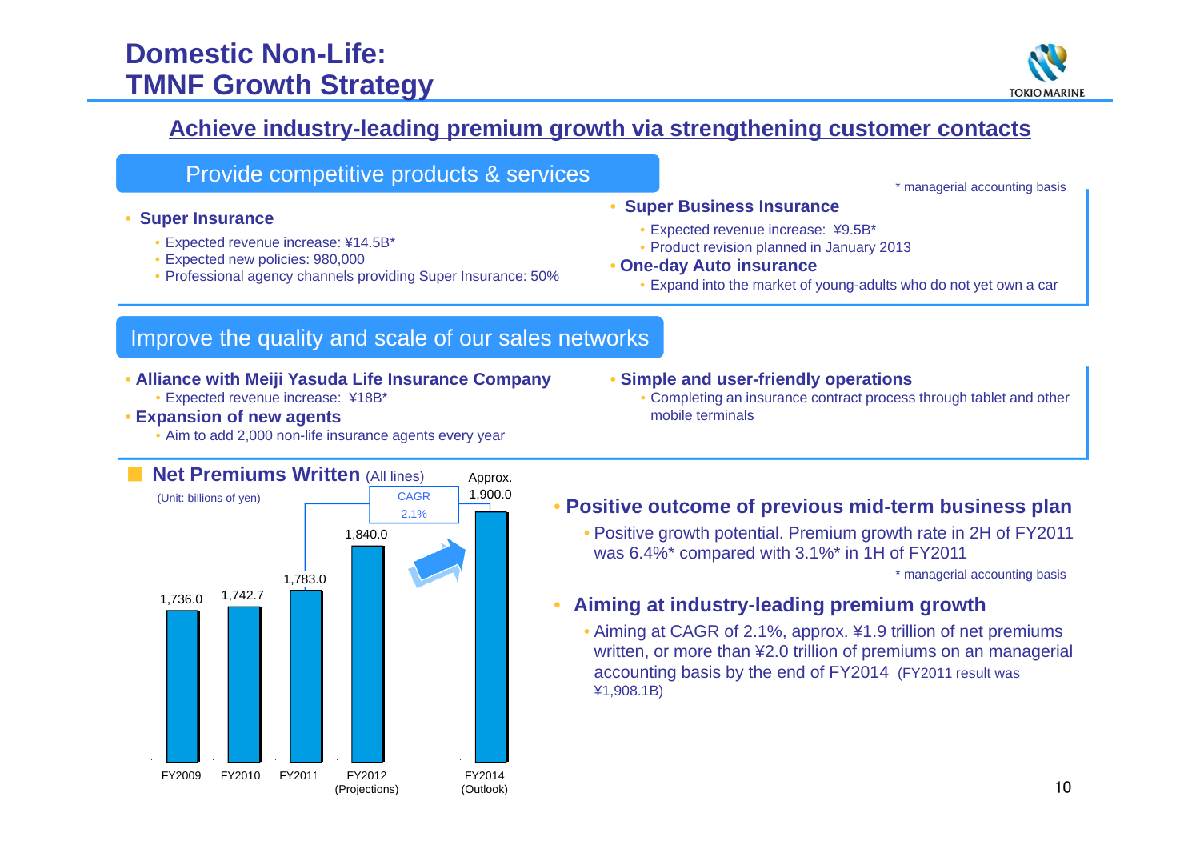# Domestic Non-Life: TMNF Growth Strategy

## Achieve industry-leading premium growth via strengthening customer contacts

### Provide competitive products & services

\* managerial accounting basis

- **Super Insurance**
  - Expected revenue increase: ¥14.5B*
  - Expected new policies: 980,000
  - Professional agency channels providing Super Insurance: 50%
- **Super Business Insurance**
  - Expected revenue increase: ¥9.5B*
  - Product revision planned in January 2013
- **One-day Auto insurance**
  - Expand into the market of young-adults who do not yet own a car

### Improve the quality and scale of our sales networks

- **Alliance with Meiji Yasuda Life Insurance Company**
  - Expected revenue increase: ¥18B*
- **Expansion of new agents**
  - Aim to add 2,000 non-life insurance agents every year
- **Simple and user-friendly operations**
  - Completing an insurance contract process through tablet and other mobile terminals

### Net Premiums Written (All lines)

(Unit: billions of yen)

| FY2009 | FY2010 | FY2011 | FY2012 (Projections) | FY2014 (Outlook) |
|---|---|---|---|---|
| 1,736.0 | 1,742.7 | 1,783.0 | 1,840.0 | Approx. 1,900.0 |

CAGR 2.1%

- **Positive outcome of previous mid-term business plan**
  - Positive growth potential. Premium growth rate in 2H of FY2011 was 6.4%* compared with 3.1%* in 1H of FY2011

\* managerial accounting basis

- **Aiming at industry-leading premium growth**
  - Aiming at CAGR of 2.1%, approx. ¥1.9 trillion of net premiums written, or more than ¥2.0 trillion of premiums on an managerial accounting basis by the end of FY2014 (FY2011 result was ¥1,908.1B)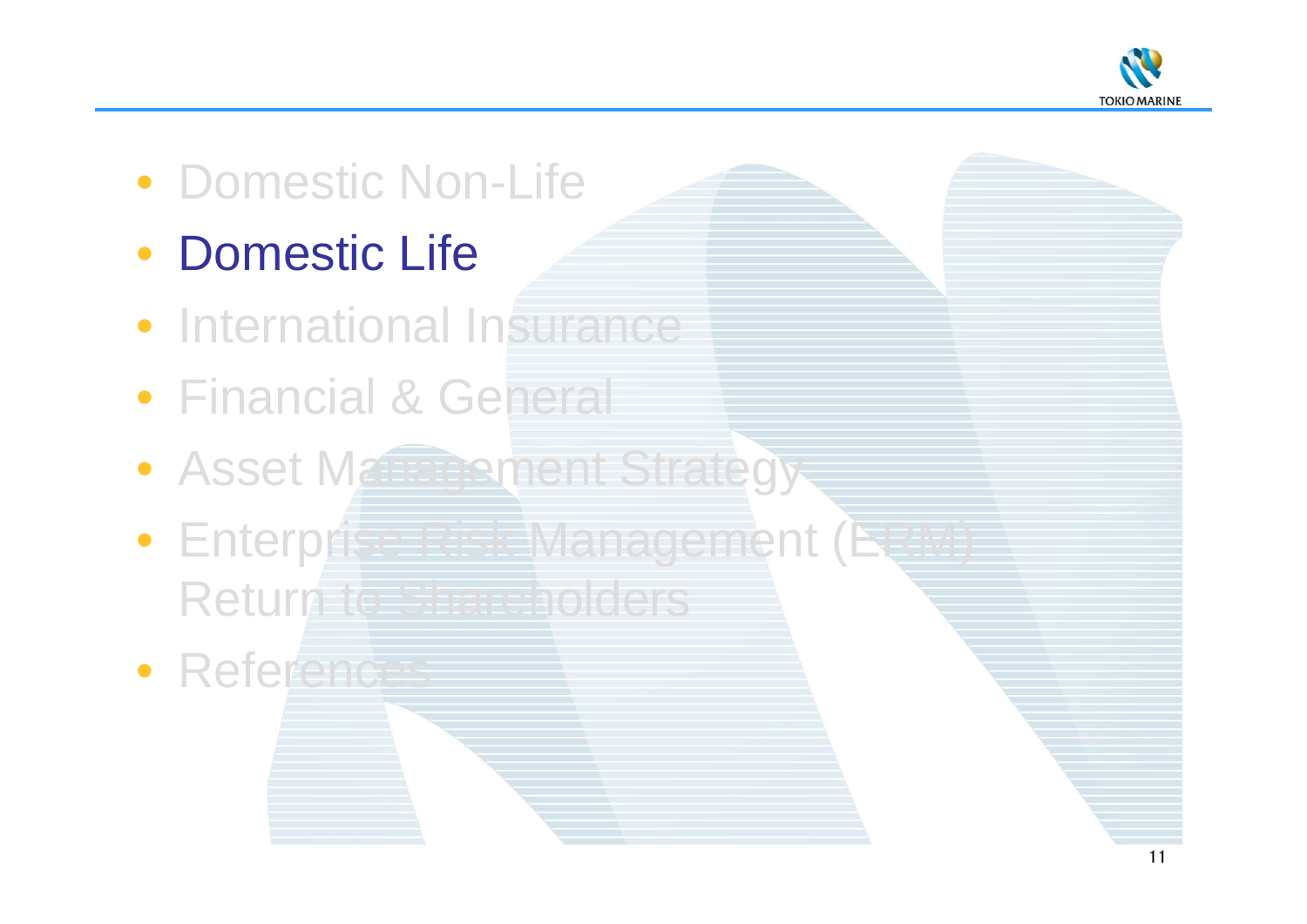- Domestic Non-Life
- **Domestic Life**
- International Insurance
- Financial & General
- Asset Management Strategy
- Enterprise Risk Management (ERM) Return to Shareholders
- References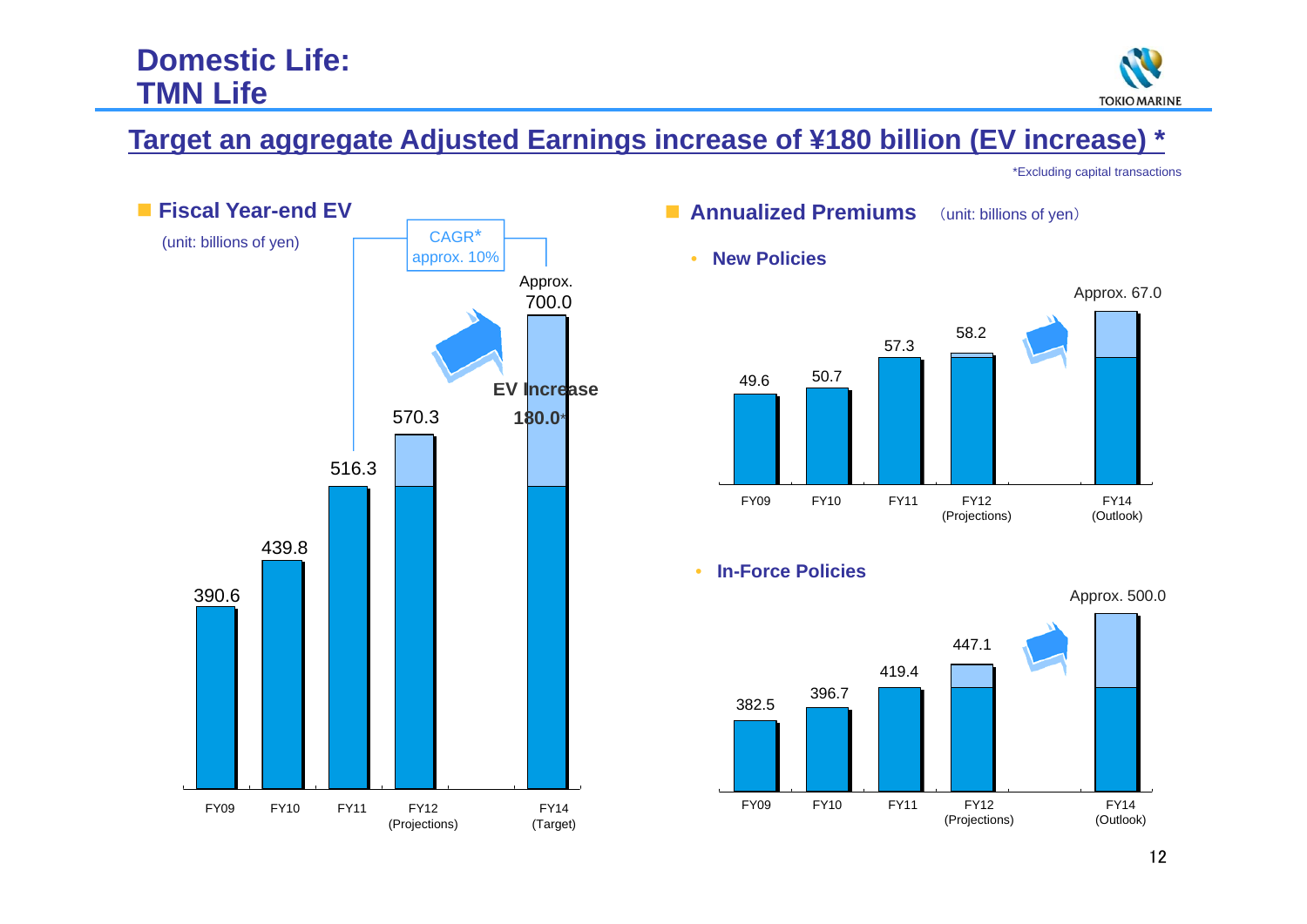# Domestic Life: TMN Life

## Target an aggregate Adjusted Earnings increase of ¥180 billion (EV increase) *

*Excluding capital transactions

### Fiscal Year-end EV

(unit: billions of yen)

| | FY09 | FY10 | FY11 | FY12 (Projections) | FY14 (Target) |
|---|---|---|---|---|---|
| EV | 390.6 | 439.8 | 516.3 | 570.3 | Approx. 700.0 |

CAGR* approx. 10% (FY11 to FY14)

EV Increase 180.0*

### Annualized Premiums

(unit: billions of yen)

- **New Policies**

| | FY09 | FY10 | FY11 | FY12 (Projections) | FY14 (Outlook) |
|---|---|---|---|---|---|
| New Policies | 49.6 | 50.7 | 57.3 | 58.2 | Approx. 67.0 |

- **In-Force Policies**

| | FY09 | FY10 | FY11 | FY12 (Projections) | FY14 (Outlook) |
|---|---|---|---|---|---|
| In-Force Policies | 382.5 | 396.7 | 419.4 | 447.1 | Approx. 500.0 |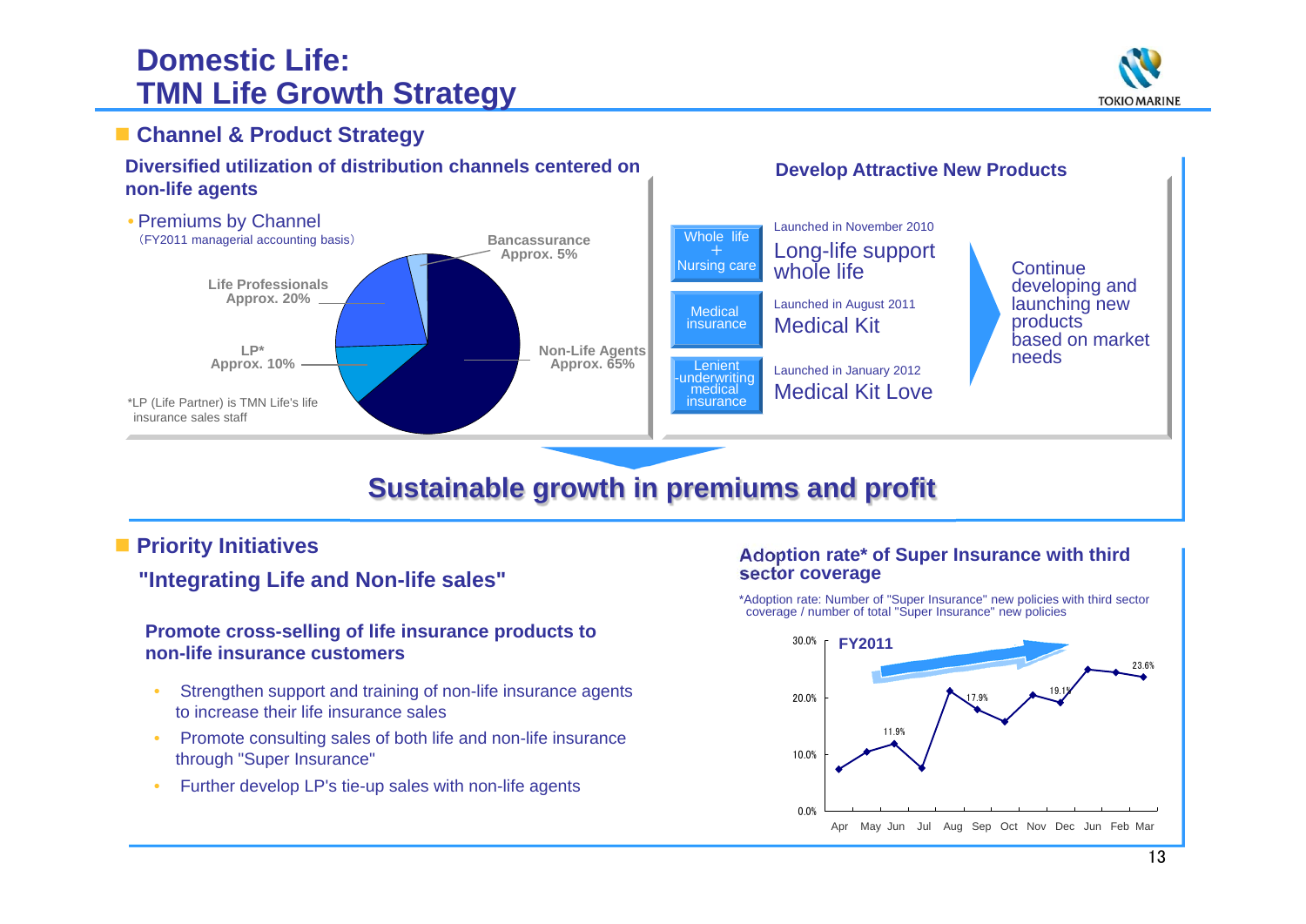# Domestic Life: TMN Life Growth Strategy

## Channel & Product Strategy

### Diversified utilization of distribution channels centered on non-life agents

- Premiums by Channel
（FY2011 managerial accounting basis）

| Channel | Share |
| --- | --- |
| Non-Life Agents | Approx. 65% |
| LP* | Approx. 10% |
| Life Professionals | Approx. 20% |
| Bancassurance | Approx. 5% |

*LP (Life Partner) is TMN Life's life insurance sales staff

### Develop Attractive New Products

| Category | Launch | Product |
| --- | --- | --- |
| Whole life ＋ Nursing care | Launched in November 2010 | Long-life support whole life |
| Medical insurance | Launched in August 2011 | Medical Kit |
| Lenient -underwriting medical insurance | Launched in January 2012 | Medical Kit Love |

Continue developing and launching new products based on market needs

**Sustainable growth in premiums and profit**

## Priority Initiatives

### "Integrating Life and Non-life sales"

**Promote cross-selling of life insurance products to non-life insurance customers**

- Strengthen support and training of non-life insurance agents to increase their life insurance sales
- Promote consulting sales of both life and non-life insurance through "Super Insurance"
- Further develop LP's tie-up sales with non-life agents

### Adoption rate* of Super Insurance with third sector coverage

*Adoption rate: Number of "Super Insurance" new policies with third sector coverage / number of total "Super Insurance" new policies

FY2011

| Month | Apr | May | Jun | Jul | Aug | Sep | Oct | Nov | Dec | Jun | Feb | Mar |
| --- | --- | --- | --- | --- | --- | --- | --- | --- | --- | --- | --- | --- |
| Adoption rate | | | 11.9% | | | 17.9% | | | 19.1% | | | 23.6% |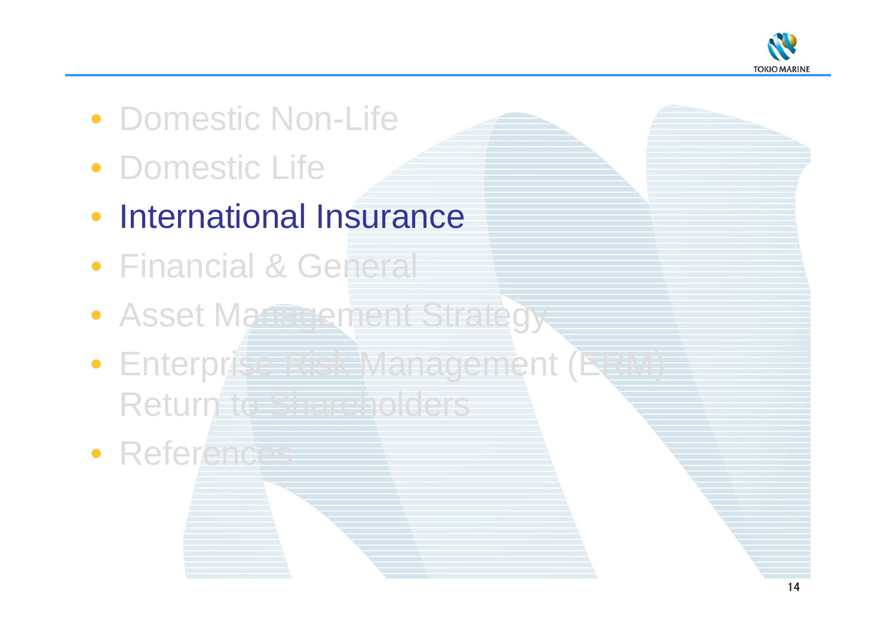- Domestic Non-Life
- Domestic Life
- **International Insurance**
- Financial & General
- Asset Management Strategy
- Enterprise Risk Management (ERM) Return to Shareholders
- References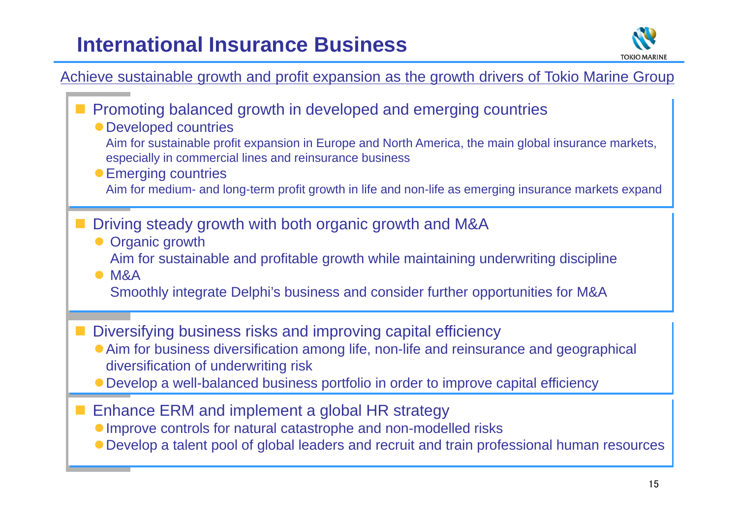# International Insurance Business

Achieve sustainable growth and profit expansion as the growth drivers of Tokio Marine Group

- **Promoting balanced growth in developed and emerging countries**
  - Developed countries
    Aim for sustainable profit expansion in Europe and North America, the main global insurance markets, especially in commercial lines and reinsurance business
  - Emerging countries
    Aim for medium- and long-term profit growth in life and non-life as emerging insurance markets expand

- **Driving steady growth with both organic growth and M&A**
  - Organic growth
    Aim for sustainable and profitable growth while maintaining underwriting discipline
  - M&A
    Smoothly integrate Delphi's business and consider further opportunities for M&A

- **Diversifying business risks and improving capital efficiency**
  - Aim for business diversification among life, non-life and reinsurance and geographical diversification of underwriting risk
  - Develop a well-balanced business portfolio in order to improve capital efficiency

- **Enhance ERM and implement a global HR strategy**
  - Improve controls for natural catastrophe and non-modelled risks
  - Develop a talent pool of global leaders and recruit and train professional human resources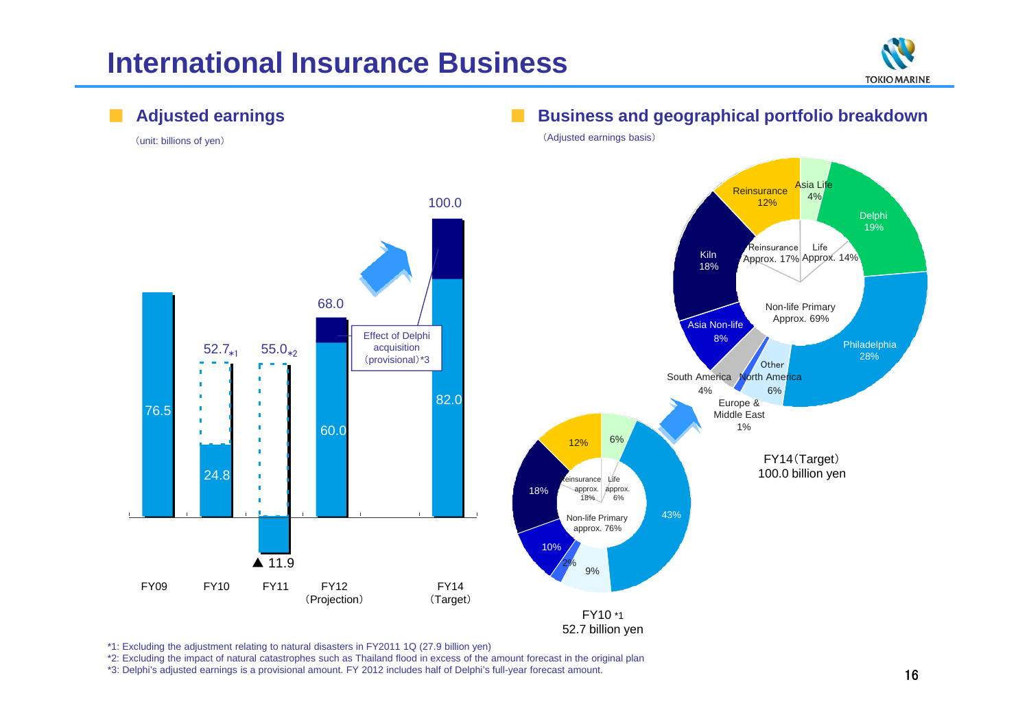# International Insurance Business

## Adjusted earnings

（unit: billions of yen）

| | FY09 | FY10 | FY11 | FY12 (Projection) | FY14 (Target) |
|---|---|---|---|---|---|
| Adjusted earnings | 76.5 | 24.8 (52.7*1) | ▲ 11.9 (55.0*2) | 60.0 + Effect of Delphi acquisition (provisional)*3 = 68.0 | 82.0 + Effect of Delphi acquisition (provisional)*3 = 100.0 |

## Business and geographical portfolio breakdown

（Adjusted earnings basis）

**FY10 *1 — 52.7 billion yen**

- Non-life Primary approx. 76%
  - 43%
  - 9%
  - 2%
  - 10%
  - 18%
- Reinsurance approx. 18%
  - 12%
- Life approx. 6%
  - 6%

**FY14（Target） — 100.0 billion yen**

- Non-life Primary Approx. 69%
  - Philadelphia 28%
  - North America 6%
  - Europe & Middle East 1%
  - South America 4%
  - Other
  - Asia Non-life 8%
  - Kiln 18%
- Reinsurance Approx. 17%
  - Reinsurance 12%
- Life Approx. 14%
  - Asia Life 4%
  - Delphi 19%

*1: Excluding the adjustment relating to natural disasters in FY2011 1Q (27.9 billion yen)

*2: Excluding the impact of natural catastrophes such as Thailand flood in excess of the amount forecast in the original plan

*3: Delphi's adjusted earnings is a provisional amount. FY 2012 includes half of Delphi's full-year forecast amount.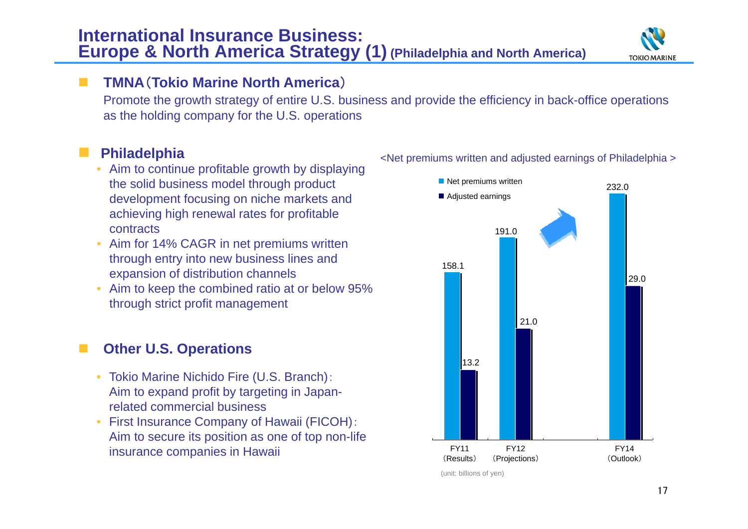# International Insurance Business: Europe & North America Strategy (1) (Philadelphia and North America)

## TMNA（Tokio Marine North America）

Promote the growth strategy of entire U.S. business and provide the efficiency in back-office operations as the holding company for the U.S. operations

## Philadelphia

- Aim to continue profitable growth by displaying the solid business model through product development focusing on niche markets and achieving high renewal rates for profitable contracts
- Aim for 14% CAGR in net premiums written through entry into new business lines and expansion of distribution channels
- Aim to keep the combined ratio at or below 95% through strict profit management

<Net premiums written and adjusted earnings of Philadelphia >

| | FY11 (Results) | FY12 (Projections) | FY14 (Outlook) |
|---|---|---|---|
| Net premiums written | 158.1 | 191.0 | 232.0 |
| Adjusted earnings | 13.2 | 21.0 | 29.0 |

(unit: billions of yen)

## Other U.S. Operations

- Tokio Marine Nichido Fire (U.S. Branch)：Aim to expand profit by targeting in Japan-related commercial business
- First Insurance Company of Hawaii (FICOH)：Aim to secure its position as one of top non-life insurance companies in Hawaii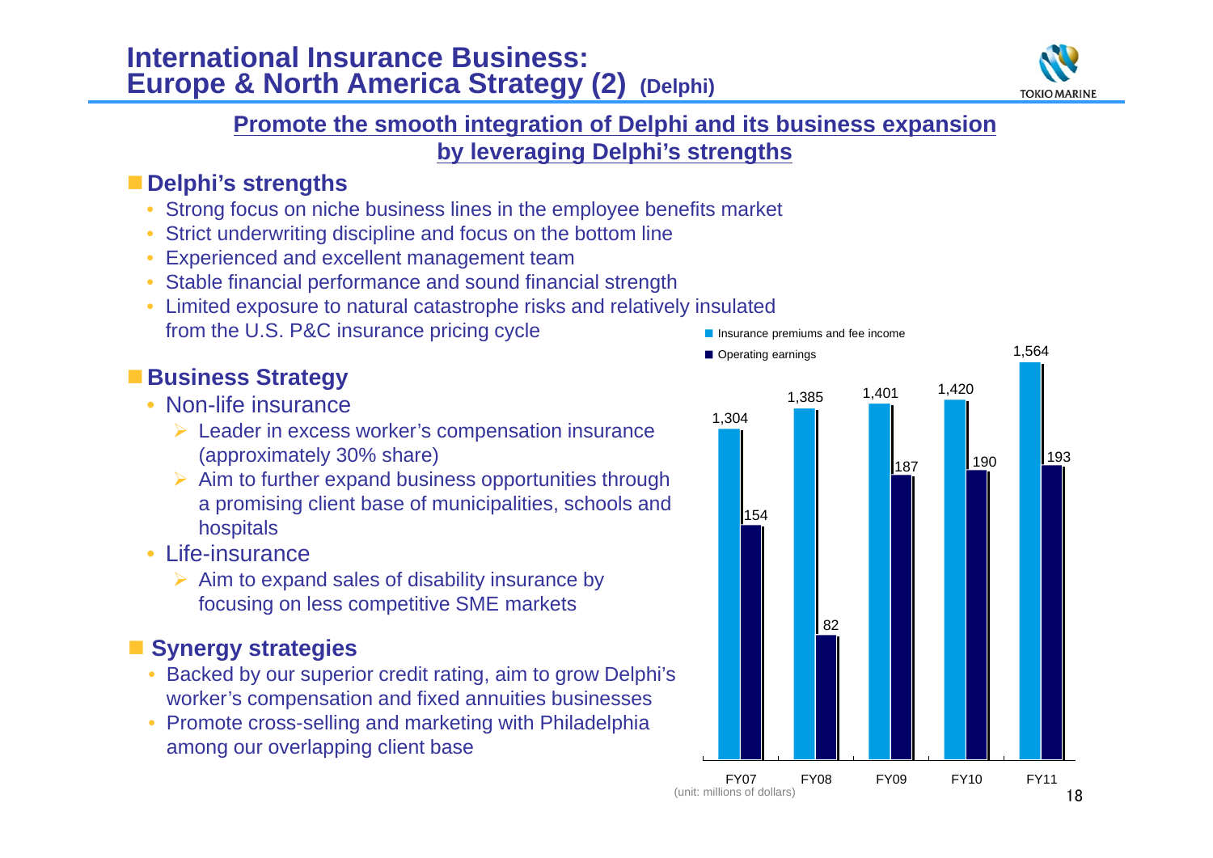# International Insurance Business: Europe & North America Strategy (2) (Delphi)

**Promote the smooth integration of Delphi and its business expansion by leveraging Delphi's strengths**

## Delphi's strengths

- Strong focus on niche business lines in the employee benefits market
- Strict underwriting discipline and focus on the bottom line
- Experienced and excellent management team
- Stable financial performance and sound financial strength
- Limited exposure to natural catastrophe risks and relatively insulated from the U.S. P&C insurance pricing cycle

## Business Strategy

- Non-life insurance
  - Leader in excess worker's compensation insurance (approximately 30% share)
  - Aim to further expand business opportunities through a promising client base of municipalities, schools and hospitals
- Life-insurance
  - Aim to expand sales of disability insurance by focusing on less competitive SME markets

## Synergy strategies

- Backed by our superior credit rating, aim to grow Delphi's worker's compensation and fixed annuities businesses
- Promote cross-selling and marketing with Philadelphia among our overlapping client base

| | FY07 | FY08 | FY09 | FY10 | FY11 |
|---|---|---|---|---|---|
| Insurance premiums and fee income | 1,304 | 1,385 | 1,401 | 1,420 | 1,564 |
| Operating earnings | 154 | 82 | 187 | 190 | 193 |

(unit: millions of dollars)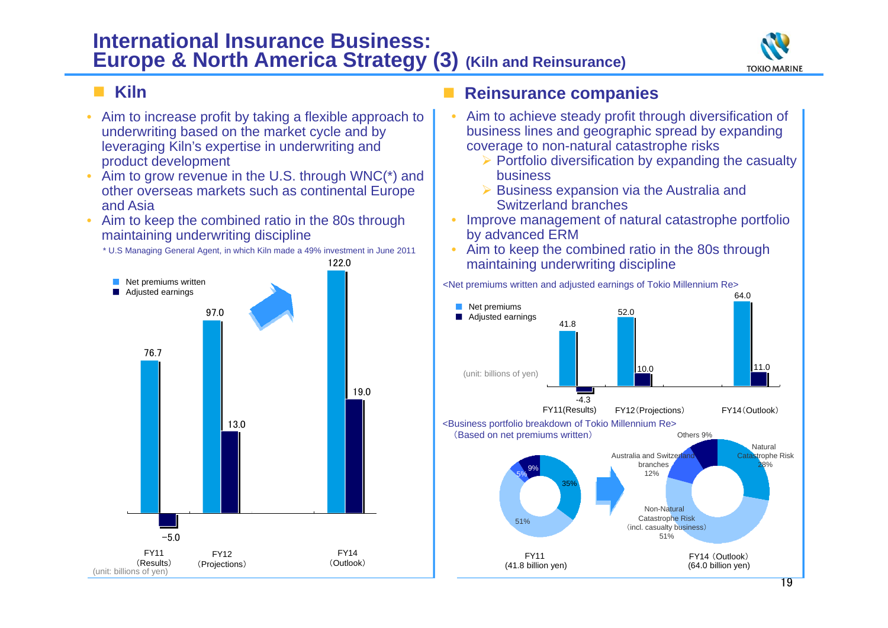# International Insurance Business: Europe & North America Strategy (3) (Kiln and Reinsurance)

## Kiln

- Aim to increase profit by taking a flexible approach to underwriting based on the market cycle and by leveraging Kiln's expertise in underwriting and product development
- Aim to grow revenue in the U.S. through WNC(*) and other overseas markets such as continental Europe and Asia
- Aim to keep the combined ratio in the 80s through maintaining underwriting discipline

\* U.S Managing General Agent, in which Kiln made a 49% investment in June 2011

| (unit: billions of yen) | FY11 (Results) | FY12 (Projections) | FY14 (Outlook) |
|---|---|---|---|
| Net premiums written | 76.7 | 97.0 | 122.0 |
| Adjusted earnings | -5.0 | 13.0 | 19.0 |

## Reinsurance companies

- Aim to achieve steady profit through diversification of business lines and geographic spread by expanding coverage to non-natural catastrophe risks
  - Portfolio diversification by expanding the casualty business
  - Business expansion via the Australia and Switzerland branches
- Improve management of natural catastrophe portfolio by advanced ERM
- Aim to keep the combined ratio in the 80s through maintaining underwriting discipline

<Net premiums written and adjusted earnings of Tokio Millennium Re>

| (unit: billions of yen) | FY11(Results) | FY12(Projections) | FY14(Outlook) |
|---|---|---|---|
| Net premiums | 41.8 | 52.0 | 64.0 |
| Adjusted earnings | -4.3 | 10.0 | 11.0 |

<Business portfolio breakdown of Tokio Millennium Re>
(Based on net premiums written)

| | FY11 (41.8 billion yen) | FY14 (Outlook) (64.0 billion yen) |
|---|---|---|
| Natural Catastrophe Risk | 35% | 28% |
| Non-Natural Catastrophe Risk (incl. casualty business) | 51% | 51% |
| Australia and Switzerland branches | 5% | 12% |
| Others | 9% | 9% |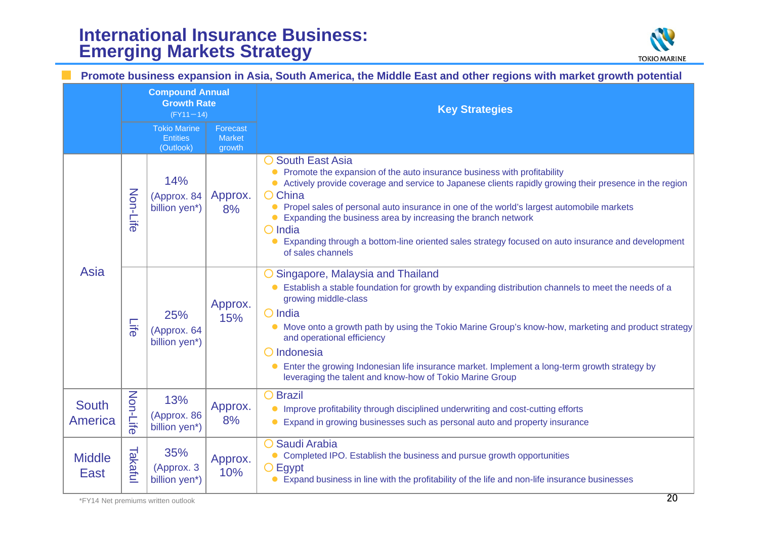# International Insurance Business: Emerging Markets Strategy

- **Promote business expansion in Asia, South America, the Middle East and other regions with market growth potential**

| | | Compound Annual Growth Rate (FY11－14) | | Key Strategies |
|---|---|---|---|---|
| | | Tokio Marine Entities (Outlook) | Forecast Market growth | |
| Asia | Non-Life | 14% (Approx. 84 billion yen*) | Approx. 8% | ○ South East Asia<br>● Promote the expansion of the auto insurance business with profitability<br>● Actively provide coverage and service to Japanese clients rapidly growing their presence in the region<br>○ China<br>● Propel sales of personal auto insurance in one of the world's largest automobile markets<br>● Expanding the business area by increasing the branch network<br>○ India<br>● Expanding through a bottom-line oriented sales strategy focused on auto insurance and development of sales channels |
| | Life | 25% (Approx. 64 billion yen*) | Approx. 15% | ○ Singapore, Malaysia and Thailand<br>● Establish a stable foundation for growth by expanding distribution channels to meet the needs of a growing middle-class<br>○ India<br>● Move onto a growth path by using the Tokio Marine Group's know-how, marketing and product strategy and operational efficiency<br>○ Indonesia<br>● Enter the growing Indonesian life insurance market. Implement a long-term growth strategy by leveraging the talent and know-how of Tokio Marine Group |
| South America | Non-Life | 13% (Approx. 86 billion yen*) | Approx. 8% | ○ Brazil<br>● Improve profitability through disciplined underwriting and cost-cutting efforts<br>● Expand in growing businesses such as personal auto and property insurance |
| Middle East | Takaful | 35% (Approx. 3 billion yen*) | Approx. 10% | ○ Saudi Arabia<br>● Completed IPO. Establish the business and pursue growth opportunities<br>○ Egypt<br>● Expand business in line with the profitability of the life and non-life insurance businesses |

*FY14 Net premiums written outlook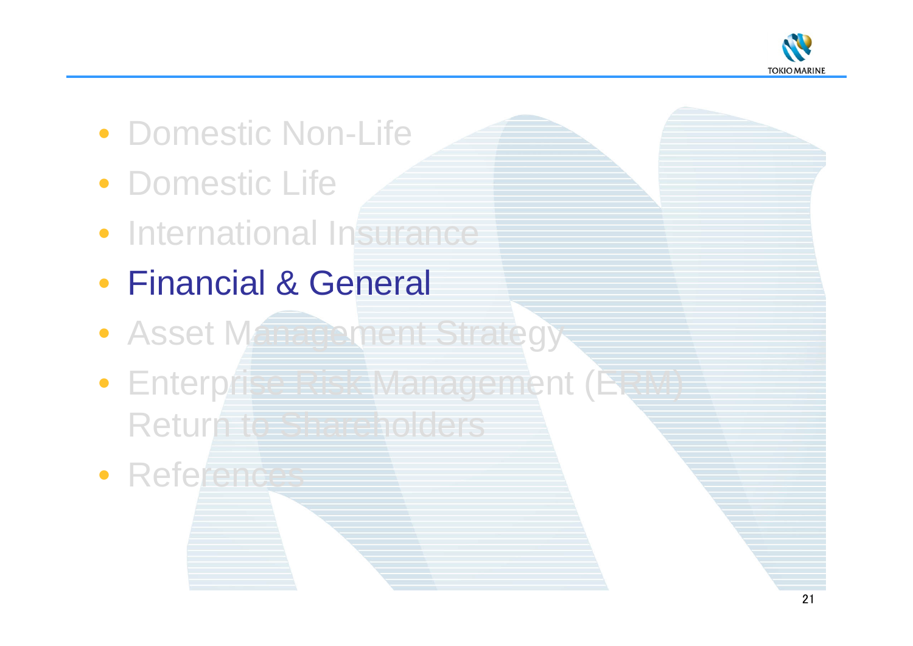- Domestic Non-Life
- Domestic Life
- International Insurance
- **Financial & General**
- Asset Management Strategy
- Enterprise Risk Management (ERM) Return to Shareholders
- References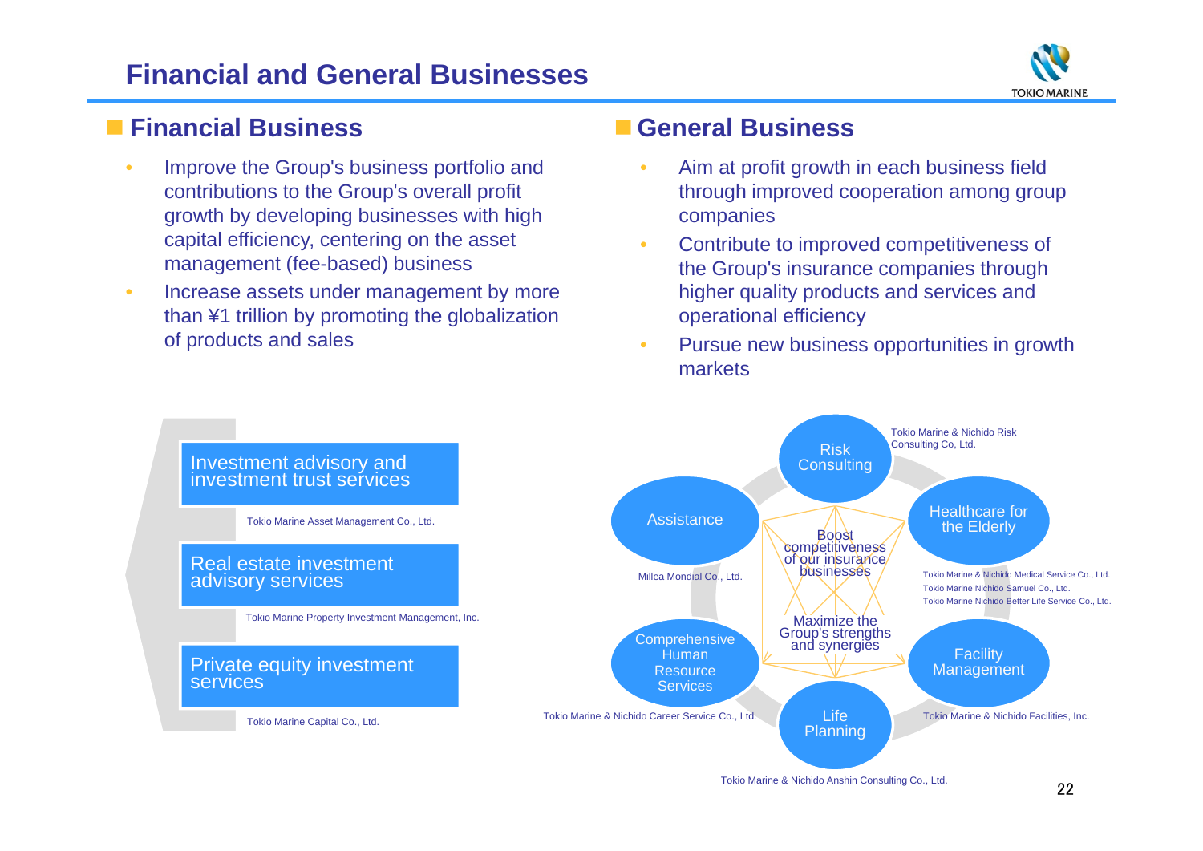# Financial and General Businesses

## Financial Business

- Improve the Group's business portfolio and contributions to the Group's overall profit growth by developing businesses with high capital efficiency, centering on the asset management (fee-based) business
- Increase assets under management by more than ¥1 trillion by promoting the globalization of products and sales

**Investment advisory and investment trust services**

Tokio Marine Asset Management Co., Ltd.

**Real estate investment advisory services**

Tokio Marine Property Investment Management, Inc.

**Private equity investment services**

Tokio Marine Capital Co., Ltd.

## General Business

- Aim at profit growth in each business field through improved cooperation among group companies
- Contribute to improved competitiveness of the Group's insurance companies through higher quality products and services and operational efficiency
- Pursue new business opportunities in growth markets

Boost competitiveness of our insurance businesses

Maximize the Group's strengths and synergies

- **Risk Consulting** — Tokio Marine & Nichido Risk Consulting Co, Ltd.
- **Healthcare for the Elderly** — Tokio Marine & Nichido Medical Service Co., Ltd.; Tokio Marine Nichido Samuel Co., Ltd.; Tokio Marine Nichido Better Life Service Co., Ltd.
- **Facility Management** — Tokio Marine & Nichido Facilities, Inc.
- **Life Planning** — Tokio Marine & Nichido Anshin Consulting Co., Ltd.
- **Comprehensive Human Resource Services** — Tokio Marine & Nichido Career Service Co., Ltd.
- **Assistance** — Millea Mondial Co., Ltd.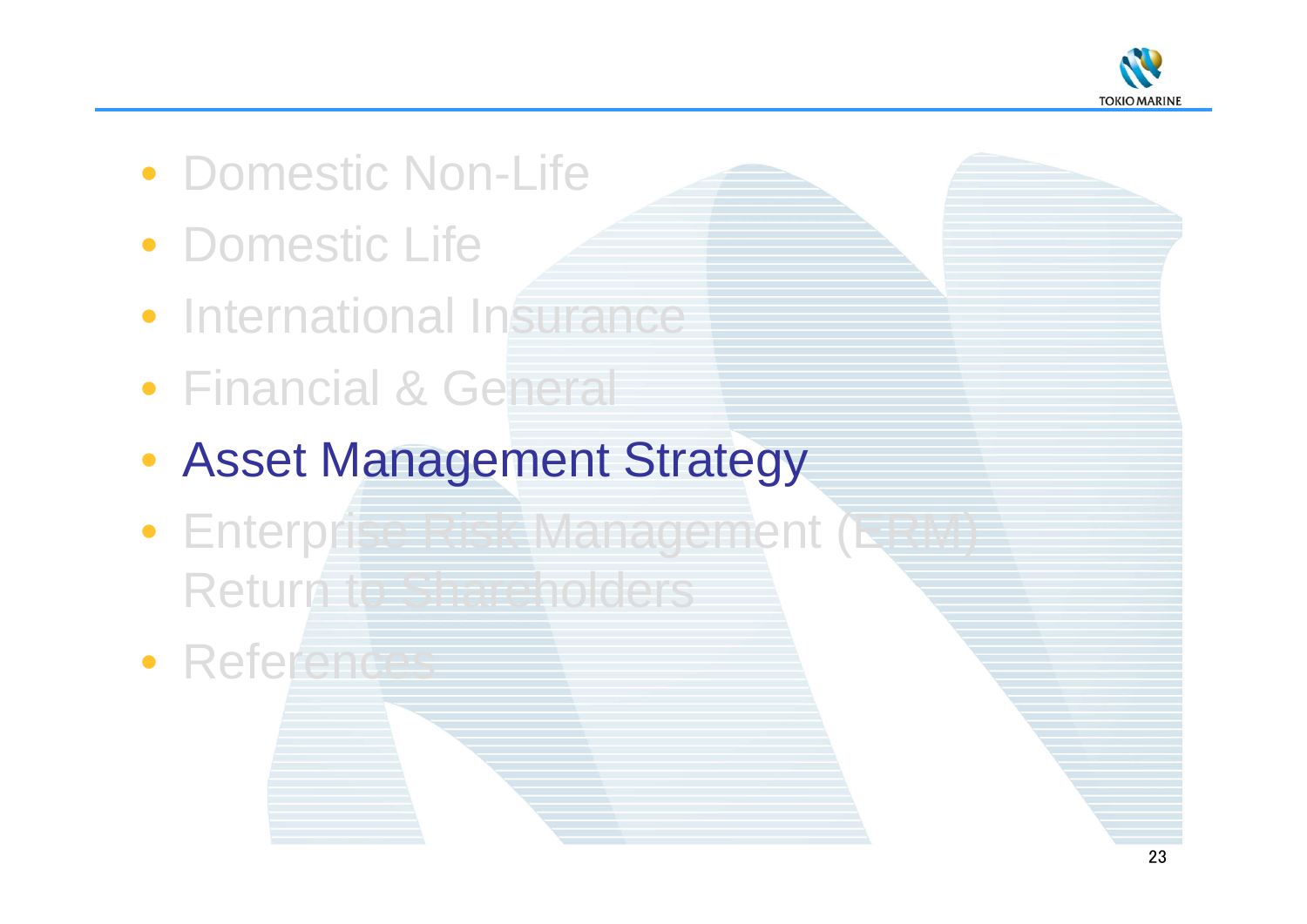- Domestic Non-Life
- Domestic Life
- International Insurance
- Financial & General
- **Asset Management Strategy**
- Enterprise Risk Management (ERM)
  Return to Shareholders
- References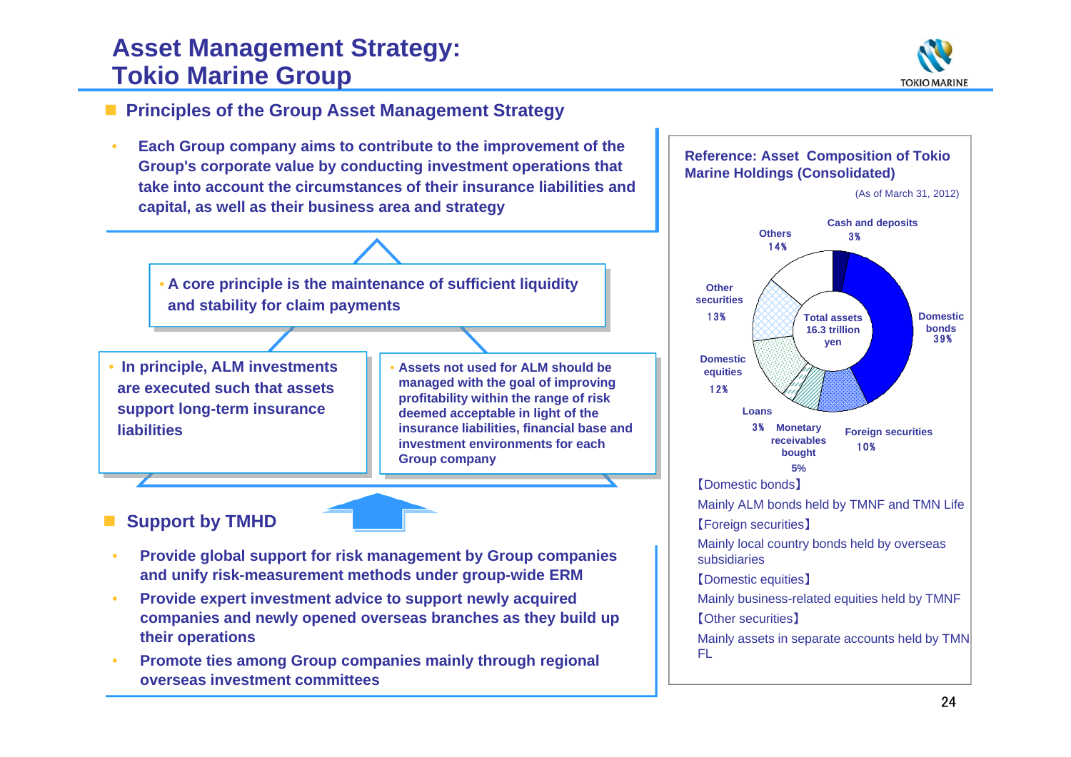# Asset Management Strategy: Tokio Marine Group

## Principles of the Group Asset Management Strategy

- Each Group company aims to contribute to the improvement of the Group's corporate value by conducting investment operations that take into account the circumstances of their insurance liabilities and capital, as well as their business area and strategy

- A core principle is the maintenance of sufficient liquidity and stability for claim payments

- In principle, ALM investments are executed such that assets support long-term insurance liabilities

- Assets not used for ALM should be managed with the goal of improving profitability within the range of risk deemed acceptable in light of the insurance liabilities, financial base and investment environments for each Group company

## Support by TMHD

- Provide global support for risk management by Group companies and unify risk-measurement methods under group-wide ERM
- Provide expert investment advice to support newly acquired companies and newly opened overseas branches as they build up their operations
- Promote ties among Group companies mainly through regional overseas investment committees

**Reference: Asset Composition of Tokio Marine Holdings (Consolidated)**

(As of March 31, 2012)

Total assets 16.3 trillion yen

| Asset | Share |
|---|---|
| Cash and deposits | 3% |
| Domestic bonds | 39% |
| Foreign securities | 10% |
| Monetary receivables bought | 5% |
| Loans | 3% |
| Domestic equities | 12% |
| Other securities | 13% |
| Others | 14% |

【Domestic bonds】

Mainly ALM bonds held by TMNF and TMN Life

【Foreign securities】

Mainly local country bonds held by overseas subsidiaries

【Domestic equities】

Mainly business-related equities held by TMNF

【Other securities】

Mainly assets in separate accounts held by TMN FL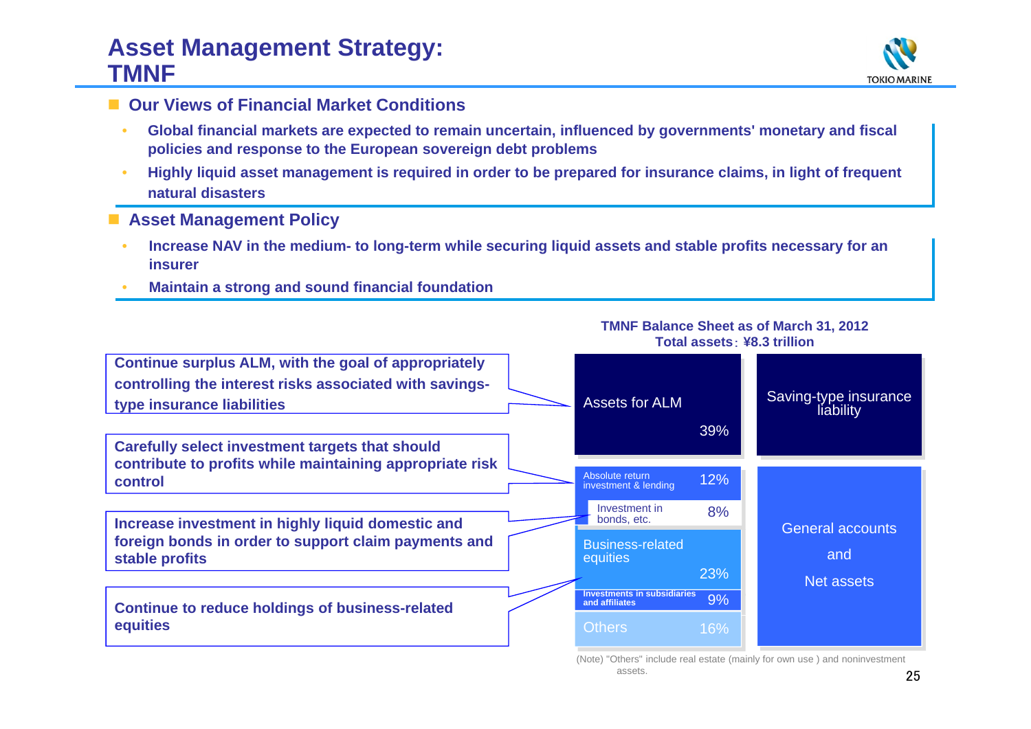# Asset Management Strategy: TMNF

## Our Views of Financial Market Conditions

- Global financial markets are expected to remain uncertain, influenced by governments' monetary and fiscal policies and response to the European sovereign debt problems
- Highly liquid asset management is required in order to be prepared for insurance claims, in light of frequent natural disasters

## Asset Management Policy

- Increase NAV in the medium- to long-term while securing liquid assets and stable profits necessary for an insurer
- Maintain a strong and sound financial foundation

**TMNF Balance Sheet as of March 31, 2012**
**Total assets：¥8.3 trillion**

| Assets | % | Liabilities / Net assets | Strategy |
|---|---|---|---|
| Assets for ALM | 39% | Saving-type insurance liability | Continue surplus ALM, with the goal of appropriately controlling the interest risks associated with savings-type insurance liabilities |
| Absolute return investment & lending | 12% | General accounts and Net assets | Carefully select investment targets that should contribute to profits while maintaining appropriate risk control |
| Investment in bonds, etc. | 8% | | Increase investment in highly liquid domestic and foreign bonds in order to support claim payments and stable profits |
| Business-related equities | 23% | | Continue to reduce holdings of business-related equities |
| Investments in subsidiaries and affiliates | 9% | | |
| Others | 16% | | |

(Note) "Others" include real estate (mainly for own use ) and noninvestment assets.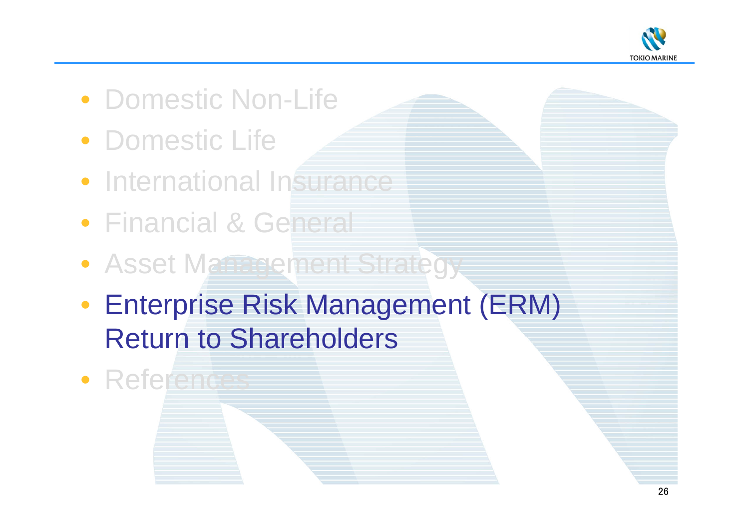- Domestic Non-Life
- Domestic Life
- International Insurance
- Financial & General
- Asset Management Strategy
- Enterprise Risk Management (ERM)
  Return to Shareholders
- References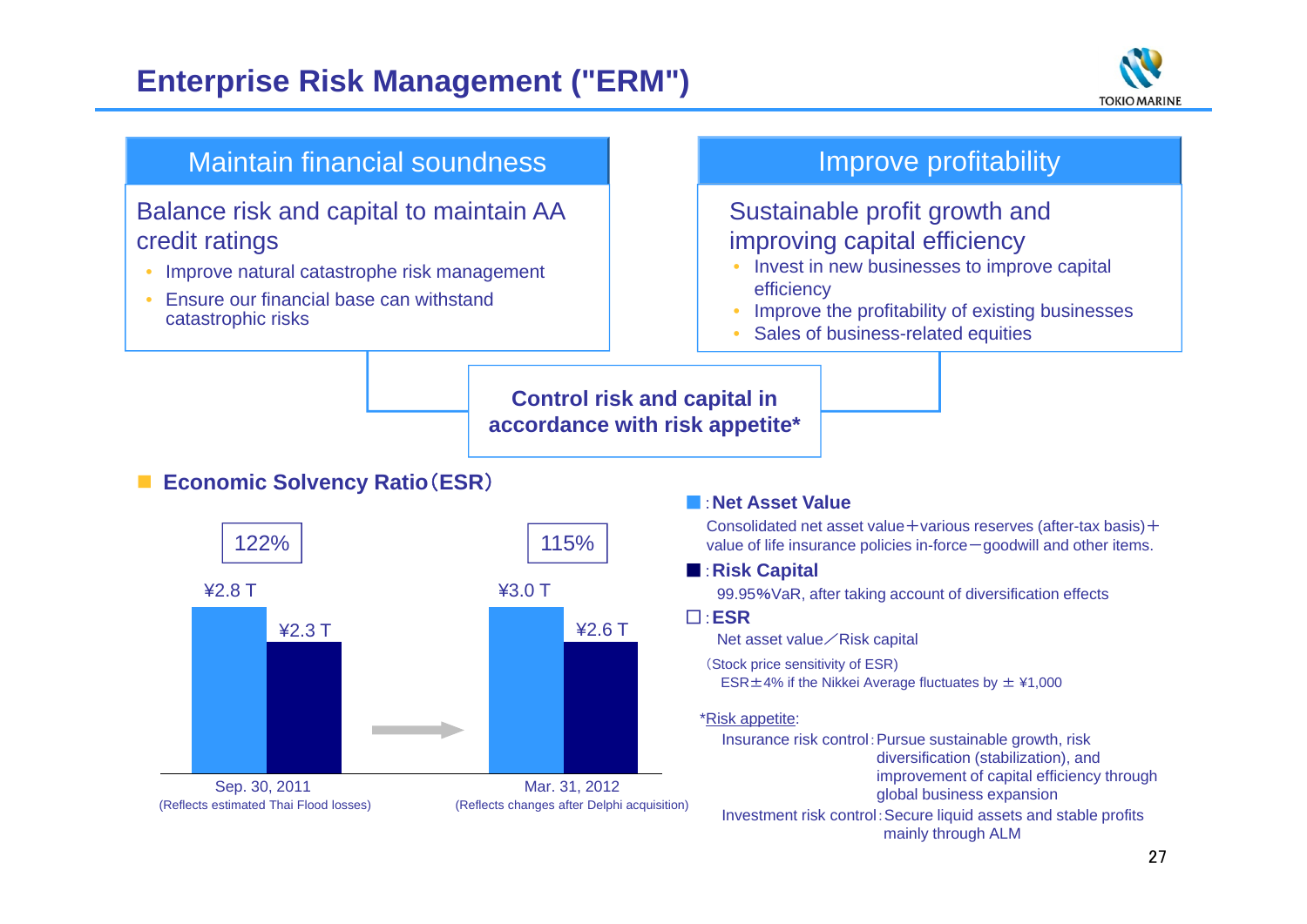# Enterprise Risk Management ("ERM")

## Maintain financial soundness

Balance risk and capital to maintain AA credit ratings

- Improve natural catastrophe risk management
- Ensure our financial base can withstand catastrophic risks

## Improve profitability

Sustainable profit growth and improving capital efficiency

- Invest in new businesses to improve capital efficiency
- Improve the profitability of existing businesses
- Sales of business-related equities

**Control risk and capital in accordance with risk appetite***

## Economic Solvency Ratio（ESR）

| | Sep. 30, 2011 (Reflects estimated Thai Flood losses) | Mar. 31, 2012 (Reflects changes after Delphi acquisition) |
|---|---|---|
| ESR | 122% | 115% |
| Net Asset Value | ¥2.8 T | ¥3.0 T |
| Risk Capital | ¥2.3 T | ¥2.6 T |

■ : **Net Asset Value**

Consolidated net asset value＋various reserves (after-tax basis)＋value of life insurance policies in-force－goodwill and other items.

■ : **Risk Capital**

99.95%VaR, after taking account of diversification effects

□ : **ESR**

Net asset value／Risk capital

（Stock price sensitivity of ESR)
ESR±4% if the Nikkei Average fluctuates by ± ¥1,000

*Risk appetite:

Insurance risk control : Pursue sustainable growth, risk diversification (stabilization), and improvement of capital efficiency through global business expansion

Investment risk control : Secure liquid assets and stable profits mainly through ALM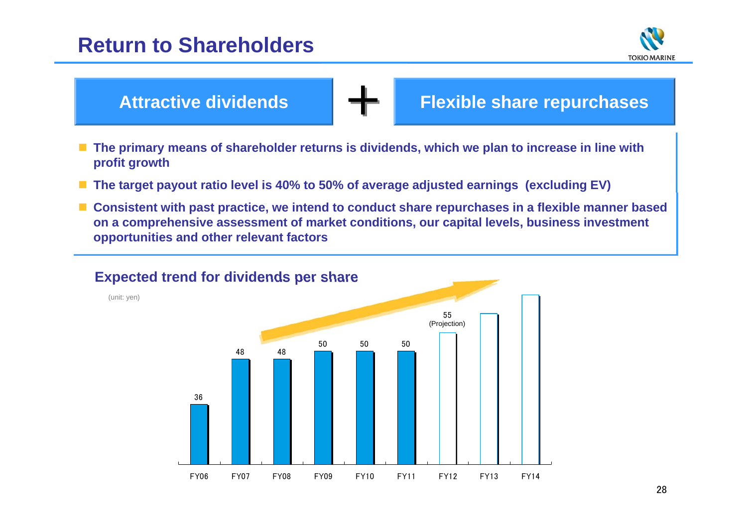# Return to Shareholders

**Attractive dividends** + **Flexible share repurchases**

- **The primary means of shareholder returns is dividends, which we plan to increase in line with profit growth**
- **The target payout ratio level is 40% to 50% of average adjusted earnings (excluding EV)**
- **Consistent with past practice, we intend to conduct share repurchases in a flexible manner based on a comprehensive assessment of market conditions, our capital levels, business investment opportunities and other relevant factors**

## Expected trend for dividends per share

(unit: yen)

| FY06 | FY07 | FY08 | FY09 | FY10 | FY11 | FY12 | FY13 | FY14 |
|---|---|---|---|---|---|---|---|---|
| 36 | 48 | 48 | 50 | 50 | 50 | 55 (Projection) | | |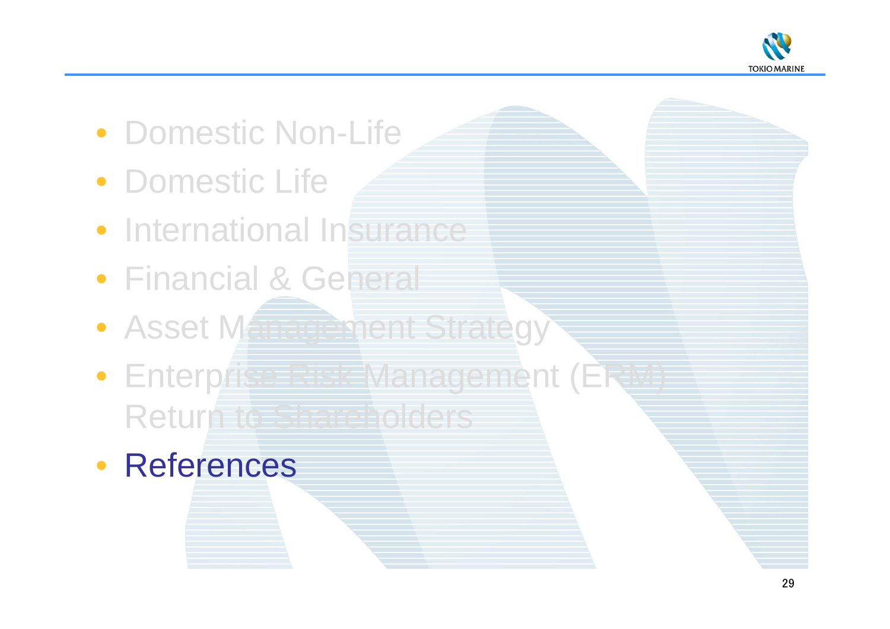- Domestic Non-Life
- Domestic Life
- International Insurance
- Financial & General
- Asset Management Strategy
- Enterprise Risk Management (ERM) Return to Shareholders
- **References**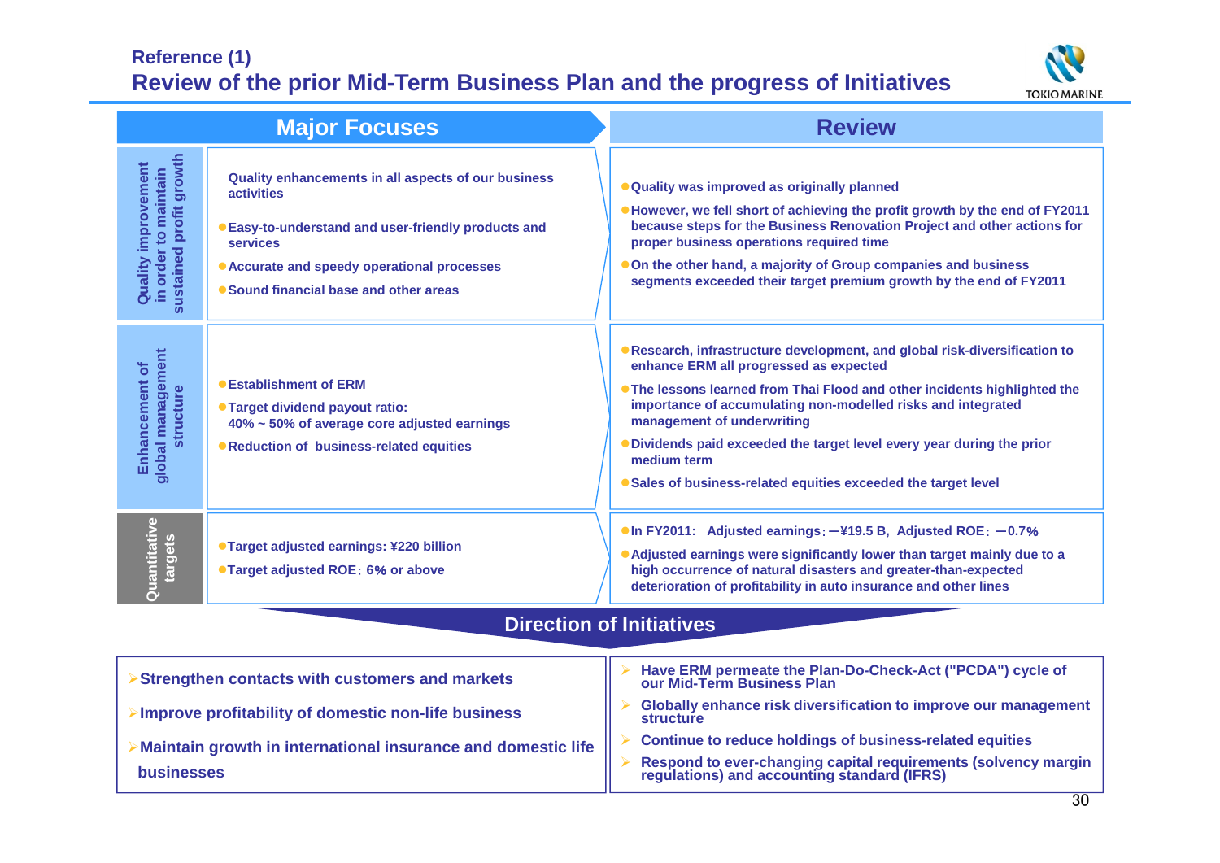# Reference (1)
## Review of the prior Mid-Term Business Plan and the progress of Initiatives

| | Major Focuses | Review |
|---|---|---|
| **Quality improvement in order to maintain sustained profit growth** | **Quality enhancements in all aspects of our business activities**<br>● Easy-to-understand and user-friendly products and services<br>● Accurate and speedy operational processes<br>● Sound financial base and other areas | ● Quality was improved as originally planned<br>● However, we fell short of achieving the profit growth by the end of FY2011 because steps for the Business Renovation Project and other actions for proper business operations required time<br>● On the other hand, a majority of Group companies and business segments exceeded their target premium growth by the end of FY2011 |
| **Enhancement of global management structure** | ● Establishment of ERM<br>● Target dividend payout ratio: 40% ~ 50% of average core adjusted earnings<br>● Reduction of business-related equities | ● Research, infrastructure development, and global risk-diversification to enhance ERM all progressed as expected<br>● The lessons learned from Thai Flood and other incidents highlighted the importance of accumulating non-modelled risks and integrated management of underwriting<br>● Dividends paid exceeded the target level every year during the prior medium term<br>● Sales of business-related equities exceeded the target level |
| **Quantitative targets** | ● Target adjusted earnings: ¥220 billion<br>● Target adjusted ROE：6% or above | ● In FY2011: Adjusted earnings：－¥19.5 B, Adjusted ROE：－0.7%<br>● Adjusted earnings were significantly lower than target mainly due to a high occurrence of natural disasters and greater-than-expected deterioration of profitability in auto insurance and other lines |

### Direction of Initiatives

- Strengthen contacts with customers and markets
- Improve profitability of domestic non-life business
- Maintain growth in international insurance and domestic life businesses

- Have ERM permeate the Plan-Do-Check-Act ("PCDA") cycle of our Mid-Term Business Plan
- Globally enhance risk diversification to improve our management structure
- Continue to reduce holdings of business-related equities
- Respond to ever-changing capital requirements (solvency margin regulations) and accounting standard (IFRS)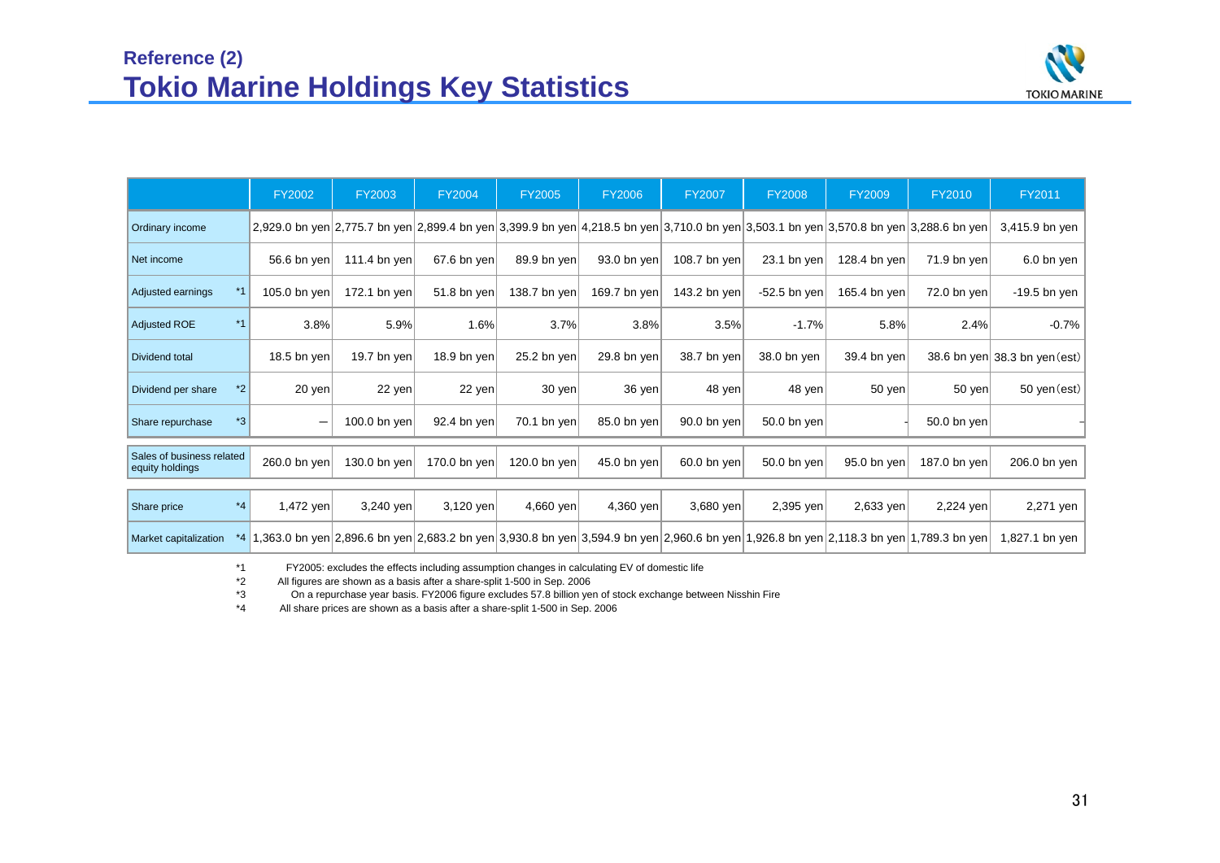## Reference (2)
# Tokio Marine Holdings Key Statistics

| | FY2002 | FY2003 | FY2004 | FY2005 | FY2006 | FY2007 | FY2008 | FY2009 | FY2010 | FY2011 |
|---|---|---|---|---|---|---|---|---|---|---|
| Ordinary income | 2,929.0 bn yen | 2,775.7 bn yen | 2,899.4 bn yen | 3,399.9 bn yen | 4,218.5 bn yen | 3,710.0 bn yen | 3,503.1 bn yen | 3,570.8 bn yen | 3,288.6 bn yen | 3,415.9 bn yen |
| Net income | 56.6 bn yen | 111.4 bn yen | 67.6 bn yen | 89.9 bn yen | 93.0 bn yen | 108.7 bn yen | 23.1 bn yen | 128.4 bn yen | 71.9 bn yen | 6.0 bn yen |
| Adjusted earnings *1 | 105.0 bn yen | 172.1 bn yen | 51.8 bn yen | 138.7 bn yen | 169.7 bn yen | 143.2 bn yen | -52.5 bn yen | 165.4 bn yen | 72.0 bn yen | -19.5 bn yen |
| Adjusted ROE *1 | 3.8% | 5.9% | 1.6% | 3.7% | 3.8% | 3.5% | -1.7% | 5.8% | 2.4% | -0.7% |
| Dividend total | 18.5 bn yen | 19.7 bn yen | 18.9 bn yen | 25.2 bn yen | 29.8 bn yen | 38.7 bn yen | 38.0 bn yen | 39.4 bn yen | 38.6 bn yen | 38.3 bn yen (est) |
| Dividend per share *2 | 20 yen | 22 yen | 22 yen | 30 yen | 36 yen | 48 yen | 48 yen | 50 yen | 50 yen | 50 yen (est) |
| Share repurchase *3 | – | 100.0 bn yen | 92.4 bn yen | 70.1 bn yen | 85.0 bn yen | 90.0 bn yen | 50.0 bn yen | - | 50.0 bn yen | - |
| Sales of business related equity holdings | 260.0 bn yen | 130.0 bn yen | 170.0 bn yen | 120.0 bn yen | 45.0 bn yen | 60.0 bn yen | 50.0 bn yen | 95.0 bn yen | 187.0 bn yen | 206.0 bn yen |
| Share price *4 | 1,472 yen | 3,240 yen | 3,120 yen | 4,660 yen | 4,360 yen | 3,680 yen | 2,395 yen | 2,633 yen | 2,224 yen | 2,271 yen |
| Market capitalization *4 | 1,363.0 bn yen | 2,896.6 bn yen | 2,683.2 bn yen | 3,930.8 bn yen | 3,594.9 bn yen | 2,960.6 bn yen | 1,926.8 bn yen | 2,118.3 bn yen | 1,789.3 bn yen | 1,827.1 bn yen |

*1 FY2005: excludes the effects including assumption changes in calculating EV of domestic life

*2 All figures are shown as a basis after a share-split 1-500 in Sep. 2006

*3 On a repurchase year basis. FY2006 figure excludes 57.8 billion yen of stock exchange between Nisshin Fire

*4 All share prices are shown as a basis after a share-split 1-500 in Sep. 2006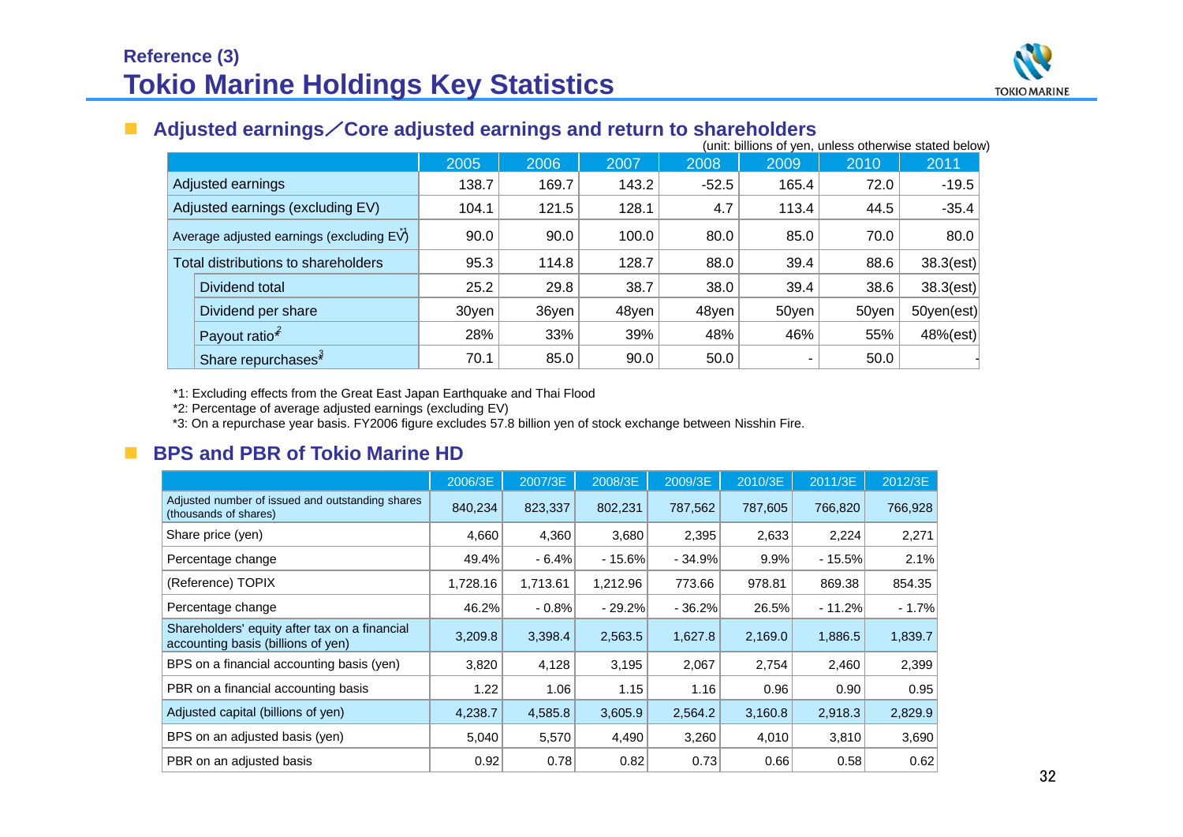## Reference (3)
# Tokio Marine Holdings Key Statistics

### ■ Adjusted earnings／Core adjusted earnings and return to shareholders

(unit: billions of yen, unless otherwise stated below)

| | | 2005 | 2006 | 2007 | 2008 | 2009 | 2010 | 2011 |
|---|---|---|---|---|---|---|---|---|
| Adjusted earnings | | 138.7 | 169.7 | 143.2 | -52.5 | 165.4 | 72.0 | -19.5 |
| Adjusted earnings (excluding EV) | | 104.1 | 121.5 | 128.1 | 4.7 | 113.4 | 44.5 | -35.4 |
| Average adjusted earnings (excluding EV)*1 | | 90.0 | 90.0 | 100.0 | 80.0 | 85.0 | 70.0 | 80.0 |
| Total distributions to shareholders | | 95.3 | 114.8 | 128.7 | 88.0 | 39.4 | 88.6 | 38.3(est) |
| | Dividend total | 25.2 | 29.8 | 38.7 | 38.0 | 39.4 | 38.6 | 38.3(est) |
| | Dividend per share | 30yen | 36yen | 48yen | 48yen | 50yen | 50yen | 50yen(est) |
| | Payout ratio*2 | 28% | 33% | 39% | 48% | 46% | 55% | 48%(est) |
| | Share repurchases*3 | 70.1 | 85.0 | 90.0 | 50.0 | - | 50.0 | - |

*1: Excluding effects from the Great East Japan Earthquake and Thai Flood
*2: Percentage of average adjusted earnings (excluding EV)
*3: On a repurchase year basis. FY2006 figure excludes 57.8 billion yen of stock exchange between Nisshin Fire.

### ■ BPS and PBR of Tokio Marine HD

| | 2006/3E | 2007/3E | 2008/3E | 2009/3E | 2010/3E | 2011/3E | 2012/3E |
|---|---|---|---|---|---|---|---|
| Adjusted number of issued and outstanding shares (thousands of shares) | 840,234 | 823,337 | 802,231 | 787,562 | 787,605 | 766,820 | 766,928 |
| Share price (yen) | 4,660 | 4,360 | 3,680 | 2,395 | 2,633 | 2,224 | 2,271 |
| Percentage change | 49.4% | - 6.4% | - 15.6% | - 34.9% | 9.9% | - 15.5% | 2.1% |
| (Reference) TOPIX | 1,728.16 | 1,713.61 | 1,212.96 | 773.66 | 978.81 | 869.38 | 854.35 |
| Percentage change | 46.2% | - 0.8% | - 29.2% | - 36.2% | 26.5% | - 11.2% | - 1.7% |
| Shareholders' equity after tax on a financial accounting basis (billions of yen) | 3,209.8 | 3,398.4 | 2,563.5 | 1,627.8 | 2,169.0 | 1,886.5 | 1,839.7 |
| BPS on a financial accounting basis (yen) | 3,820 | 4,128 | 3,195 | 2,067 | 2,754 | 2,460 | 2,399 |
| PBR on a financial accounting basis | 1.22 | 1.06 | 1.15 | 1.16 | 0.96 | 0.90 | 0.95 |
| Adjusted capital (billions of yen) | 4,238.7 | 4,585.8 | 3,605.9 | 2,564.2 | 3,160.8 | 2,918.3 | 2,829.9 |
| BPS on an adjusted basis (yen) | 5,040 | 5,570 | 4,490 | 3,260 | 4,010 | 3,810 | 3,690 |
| PBR on an adjusted basis | 0.92 | 0.78 | 0.82 | 0.73 | 0.66 | 0.58 | 0.62 |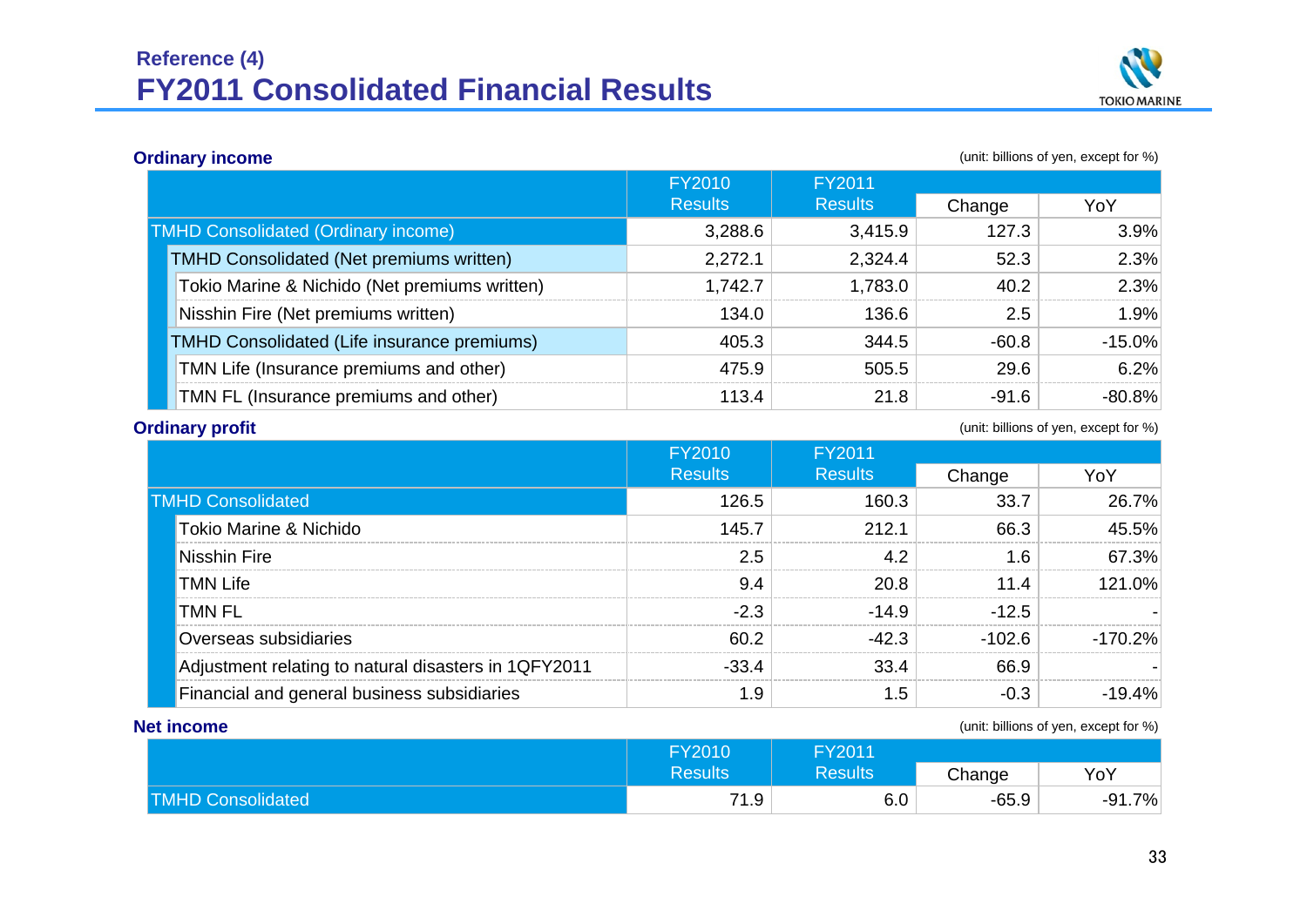## Reference (4)

# FY2011 Consolidated Financial Results

### Ordinary income

(unit: billions of yen, except for %)

| | FY2010 Results | FY2011 Results | Change | YoY |
|---|---|---|---|---|
| TMHD Consolidated (Ordinary income) | 3,288.6 | 3,415.9 | 127.3 | 3.9% |
| TMHD Consolidated (Net premiums written) | 2,272.1 | 2,324.4 | 52.3 | 2.3% |
| Tokio Marine & Nichido (Net premiums written) | 1,742.7 | 1,783.0 | 40.2 | 2.3% |
| Nisshin Fire (Net premiums written) | 134.0 | 136.6 | 2.5 | 1.9% |
| TMHD Consolidated (Life insurance premiums) | 405.3 | 344.5 | -60.8 | -15.0% |
| TMN Life (Insurance premiums and other) | 475.9 | 505.5 | 29.6 | 6.2% |
| TMN FL (Insurance premiums and other) | 113.4 | 21.8 | -91.6 | -80.8% |

### Ordinary profit

(unit: billions of yen, except for %)

| | FY2010 Results | FY2011 Results | Change | YoY |
|---|---|---|---|---|
| TMHD Consolidated | 126.5 | 160.3 | 33.7 | 26.7% |
| Tokio Marine & Nichido | 145.7 | 212.1 | 66.3 | 45.5% |
| Nisshin Fire | 2.5 | 4.2 | 1.6 | 67.3% |
| TMN Life | 9.4 | 20.8 | 11.4 | 121.0% |
| TMN FL | -2.3 | -14.9 | -12.5 | - |
| Overseas subsidiaries | 60.2 | -42.3 | -102.6 | -170.2% |
| Adjustment relating to natural disasters in 1QFY2011 | -33.4 | 33.4 | 66.9 | - |
| Financial and general business subsidiaries | 1.9 | 1.5 | -0.3 | -19.4% |

### Net income

(unit: billions of yen, except for %)

| | FY2010 Results | FY2011 Results | Change | YoY |
|---|---|---|---|---|
| TMHD Consolidated | 71.9 | 6.0 | -65.9 | -91.7% |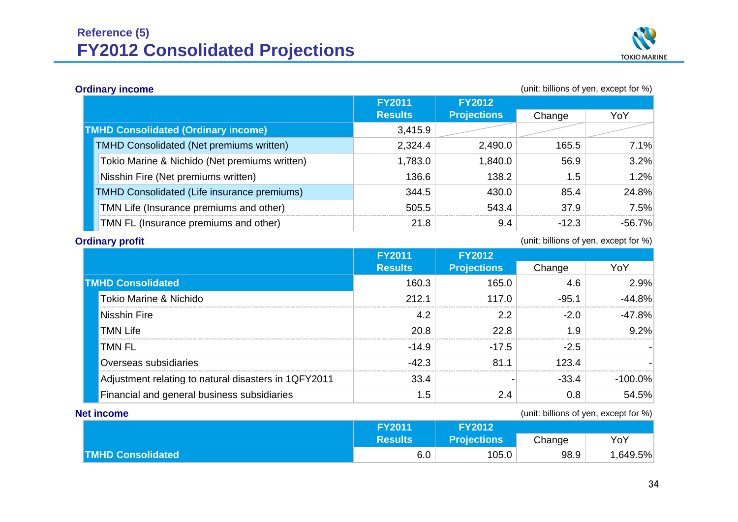## Reference (5)
# FY2012 Consolidated Projections

### Ordinary income

(unit: billions of yen, except for %)

| | FY2011 Results | FY2012 Projections | Change | YoY |
|---|---|---|---|---|
| **TMHD Consolidated (Ordinary income)** | 3,415.9 | | | |
| TMHD Consolidated (Net premiums written) | 2,324.4 | 2,490.0 | 165.5 | 7.1% |
| Tokio Marine & Nichido (Net premiums written) | 1,783.0 | 1,840.0 | 56.9 | 3.2% |
| Nisshin Fire (Net premiums written) | 136.6 | 138.2 | 1.5 | 1.2% |
| TMHD Consolidated (Life insurance premiums) | 344.5 | 430.0 | 85.4 | 24.8% |
| TMN Life (Insurance premiums and other) | 505.5 | 543.4 | 37.9 | 7.5% |
| TMN FL (Insurance premiums and other) | 21.8 | 9.4 | -12.3 | -56.7% |

### Ordinary profit

(unit: billions of yen, except for %)

| | FY2011 Results | FY2012 Projections | Change | YoY |
|---|---|---|---|---|
| **TMHD Consolidated** | 160.3 | 165.0 | 4.6 | 2.9% |
| Tokio Marine & Nichido | 212.1 | 117.0 | -95.1 | -44.8% |
| Nisshin Fire | 4.2 | 2.2 | -2.0 | -47.8% |
| TMN Life | 20.8 | 22.8 | 1.9 | 9.2% |
| TMN FL | -14.9 | -17.5 | -2.5 | - |
| Overseas subsidiaries | -42.3 | 81.1 | 123.4 | - |
| Adjustment relating to natural disasters in 1QFY2011 | 33.4 | - | -33.4 | -100.0% |
| Financial and general business subsidiaries | 1.5 | 2.4 | 0.8 | 54.5% |

### Net income

(unit: billions of yen, except for %)

| | FY2011 Results | FY2012 Projections | Change | YoY |
|---|---|---|---|---|
| **TMHD Consolidated** | 6.0 | 105.0 | 98.9 | 1,649.5% |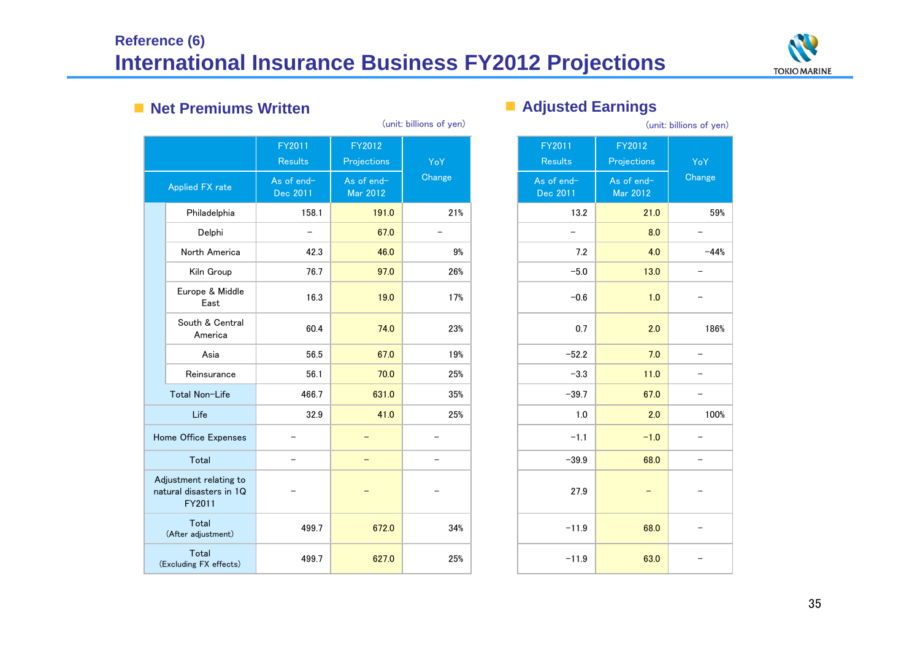## Reference (6)

# International Insurance Business FY2012 Projections

### ■ Net Premiums Written

(unit: billions of yen)

| | FY2011 Results | FY2012 Projections | YoY Change |
|---|---|---|---|
| Applied FX rate | As of end-Dec 2011 | As of end-Mar 2012 | |
| Philadelphia | 158.1 | 191.0 | 21% |
| Delphi | – | 67.0 | – |
| North America | 42.3 | 46.0 | 9% |
| Kiln Group | 76.7 | 97.0 | 26% |
| Europe & Middle East | 16.3 | 19.0 | 17% |
| South & Central America | 60.4 | 74.0 | 23% |
| Asia | 56.5 | 67.0 | 19% |
| Reinsurance | 56.1 | 70.0 | 25% |
| Total Non-Life | 466.7 | 631.0 | 35% |
| Life | 32.9 | 41.0 | 25% |
| Home Office Expenses | – | – | – |
| Total | – | – | – |
| Adjustment relating to natural disasters in 1Q FY2011 | – | – | – |
| Total (After adjustment) | 499.7 | 672.0 | 34% |
| Total (Excluding FX effects) | 499.7 | 627.0 | 25% |

### ■ Adjusted Earnings

(unit: billions of yen)

| | FY2011 Results | FY2012 Projections | YoY Change |
|---|---|---|---|
| Applied FX rate | As of end-Dec 2011 | As of end-Mar 2012 | |
| Philadelphia | 13.2 | 21.0 | 59% |
| Delphi | – | 8.0 | – |
| North America | 7.2 | 4.0 | -44% |
| Kiln Group | -5.0 | 13.0 | – |
| Europe & Middle East | -0.6 | 1.0 | – |
| South & Central America | 0.7 | 2.0 | 186% |
| Asia | -52.2 | 7.0 | – |
| Reinsurance | -3.3 | 11.0 | – |
| Total Non-Life | -39.7 | 67.0 | – |
| Life | 1.0 | 2.0 | 100% |
| Home Office Expenses | -1.1 | -1.0 | – |
| Total | -39.9 | 68.0 | – |
| Adjustment relating to natural disasters in 1Q FY2011 | 27.9 | – | – |
| Total (After adjustment) | -11.9 | 68.0 | – |
| Total (Excluding FX effects) | -11.9 | 63.0 | – |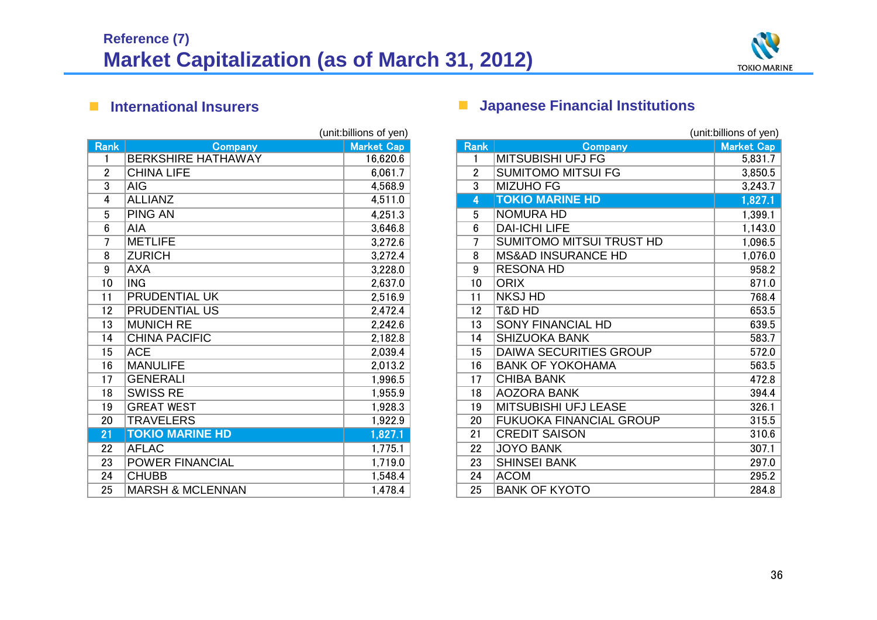Reference (7)

# Market Capitalization (as of March 31, 2012)

## International Insurers

(unit:billions of yen)

| Rank | Company | Market Cap |
|---|---|---|
| 1 | BERKSHIRE HATHAWAY | 16,620.6 |
| 2 | CHINA LIFE | 6,061.7 |
| 3 | AIG | 4,568.9 |
| 4 | ALLIANZ | 4,511.0 |
| 5 | PING AN | 4,251.3 |
| 6 | AIA | 3,646.8 |
| 7 | METLIFE | 3,272.6 |
| 8 | ZURICH | 3,272.4 |
| 9 | AXA | 3,228.0 |
| 10 | ING | 2,637.0 |
| 11 | PRUDENTIAL UK | 2,516.9 |
| 12 | PRUDENTIAL US | 2,472.4 |
| 13 | MUNICH RE | 2,242.6 |
| 14 | CHINA PACIFIC | 2,182.8 |
| 15 | ACE | 2,039.4 |
| 16 | MANULIFE | 2,013.2 |
| 17 | GENERALI | 1,996.5 |
| 18 | SWISS RE | 1,955.9 |
| 19 | GREAT WEST | 1,928.3 |
| 20 | TRAVELERS | 1,922.9 |
| **21** | **TOKIO MARINE HD** | **1,827.1** |
| 22 | AFLAC | 1,775.1 |
| 23 | POWER FINANCIAL | 1,719.0 |
| 24 | CHUBB | 1,548.4 |
| 25 | MARSH & MCLENNAN | 1,478.4 |

## Japanese Financial Institutions

(unit:billions of yen)

| Rank | Company | Market Cap |
|---|---|---|
| 1 | MITSUBISHI UFJ FG | 5,831.7 |
| 2 | SUMITOMO MITSUI FG | 3,850.5 |
| 3 | MIZUHO FG | 3,243.7 |
| **4** | **TOKIO MARINE HD** | **1,827.1** |
| 5 | NOMURA HD | 1,399.1 |
| 6 | DAI-ICHI LIFE | 1,143.0 |
| 7 | SUMITOMO MITSUI TRUST HD | 1,096.5 |
| 8 | MS&AD INSURANCE HD | 1,076.0 |
| 9 | RESONA HD | 958.2 |
| 10 | ORIX | 871.0 |
| 11 | NKSJ HD | 768.4 |
| 12 | T&D HD | 653.5 |
| 13 | SONY FINANCIAL HD | 639.5 |
| 14 | SHIZUOKA BANK | 583.7 |
| 15 | DAIWA SECURITIES GROUP | 572.0 |
| 16 | BANK OF YOKOHAMA | 563.5 |
| 17 | CHIBA BANK | 472.8 |
| 18 | AOZORA BANK | 394.4 |
| 19 | MITSUBISHI UFJ LEASE | 326.1 |
| 20 | FUKUOKA FINANCIAL GROUP | 315.5 |
| 21 | CREDIT SAISON | 310.6 |
| 22 | JOYO BANK | 307.1 |
| 23 | SHINSEI BANK | 297.0 |
| 24 | ACOM | 295.2 |
| 25 | BANK OF KYOTO | 284.8 |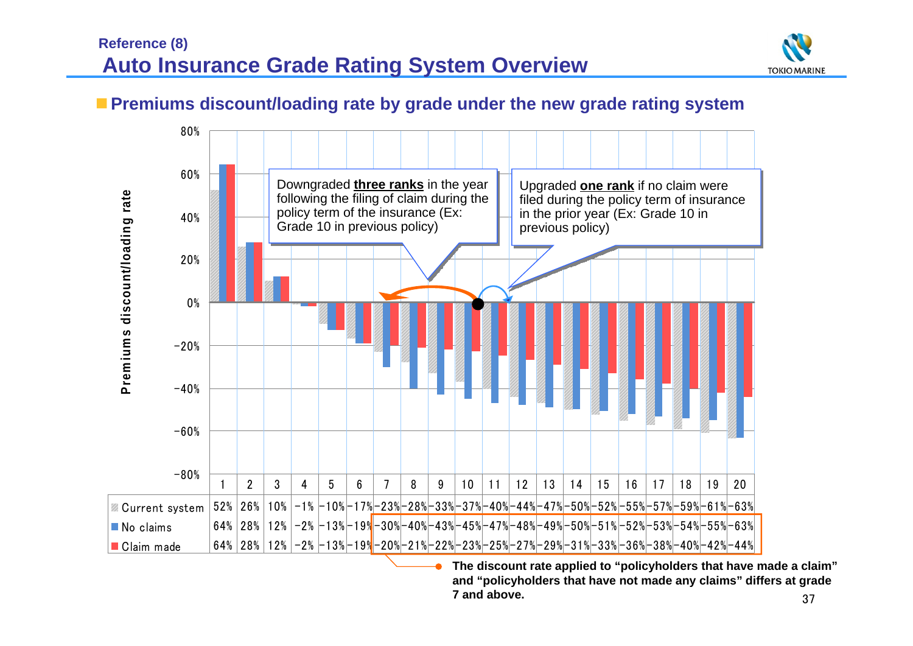Reference (8)

# Auto Insurance Grade Rating System Overview

## Premiums discount/loading rate by grade under the new grade rating system

Downgraded **three ranks** in the year following the filing of claim during the policy term of the insurance (Ex: Grade 10 in previous policy)

Upgraded **one rank** if no claim were filed during the policy term of insurance in the prior year (Ex: Grade 10 in previous policy)

Premiums discount/loading rate

| | 1 | 2 | 3 | 4 | 5 | 6 | 7 | 8 | 9 | 10 | 11 | 12 | 13 | 14 | 15 | 16 | 17 | 18 | 19 | 20 |
|---|---|---|---|---|---|---|---|---|---|---|---|---|---|---|---|---|---|---|---|---|
| Current system | 52% | 26% | 10% | −1% | −10% | −17% | −23% | −28% | −33% | −37% | −40% | −44% | −47% | −50% | −52% | −55% | −57% | −59% | −61% | −63% |
| No claims | 64% | 28% | 12% | −2% | −13% | −19% | −30% | −40% | −43% | −45% | −47% | −48% | −49% | −50% | −51% | −52% | −53% | −54% | −55% | −63% |
| Claim made | 64% | 28% | 12% | −2% | −13% | −19% | −20% | −21% | −22% | −23% | −25% | −27% | −29% | −31% | −33% | −36% | −38% | −40% | −42% | −44% |

**The discount rate applied to "policyholders that have made a claim" and "policyholders that have not made any claims" differs at grade 7 and above.**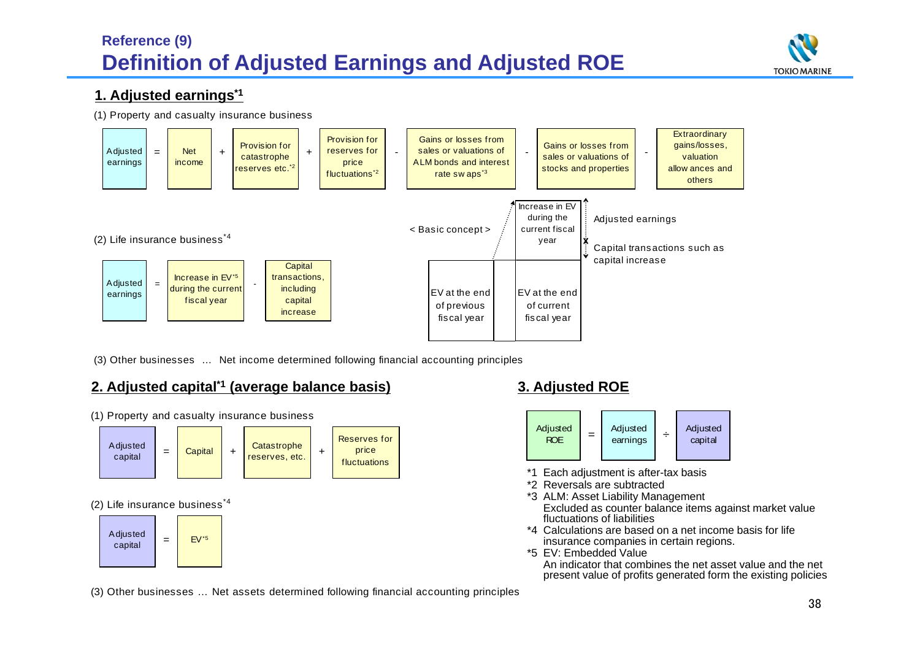## Reference (9)
# Definition of Adjusted Earnings and Adjusted ROE

## 1. Adjusted earnings[*1]

(1) Property and casualty insurance business

Adjusted earnings = Net income + Provision for catastrophe reserves etc.[*2] + Provision for reserves for price fluctuations[*2] - Gains or losses from sales or valuations of ALM bonds and interest rate swaps[*3] - Gains or losses from sales or valuations of stocks and properties - Extraordinary gains/losses, valuation allowances and others

(2) Life insurance business[*4]

Adjusted earnings = Increase in EV[*5] during the current fiscal year - Capital transactions, including capital increase

< Basic concept >

- EV at the end of previous fiscal year
- EV at the end of current fiscal year
- Increase in EV during the current fiscal year
  - Adjusted earnings
  - Capital transactions such as capital increase

(3) Other businesses ... Net income determined following financial accounting principles

## 2. Adjusted capital[*1] (average balance basis)

(1) Property and casualty insurance business

Adjusted capital = Capital + Catastrophe reserves, etc. + Reserves for price fluctuations

(2) Life insurance business[*4]

Adjusted capital = EV[*5]

(3) Other businesses ... Net assets determined following financial accounting principles

## 3. Adjusted ROE

Adjusted ROE = Adjusted earnings ÷ Adjusted capital

*1 Each adjustment is after-tax basis
*2 Reversals are subtracted
*3 ALM: Asset Liability Management
Excluded as counter balance items against market value fluctuations of liabilities
*4 Calculations are based on a net income basis for life insurance companies in certain regions.
*5 EV: Embedded Value
An indicator that combines the net asset value and the net present value of profits generated form the existing policies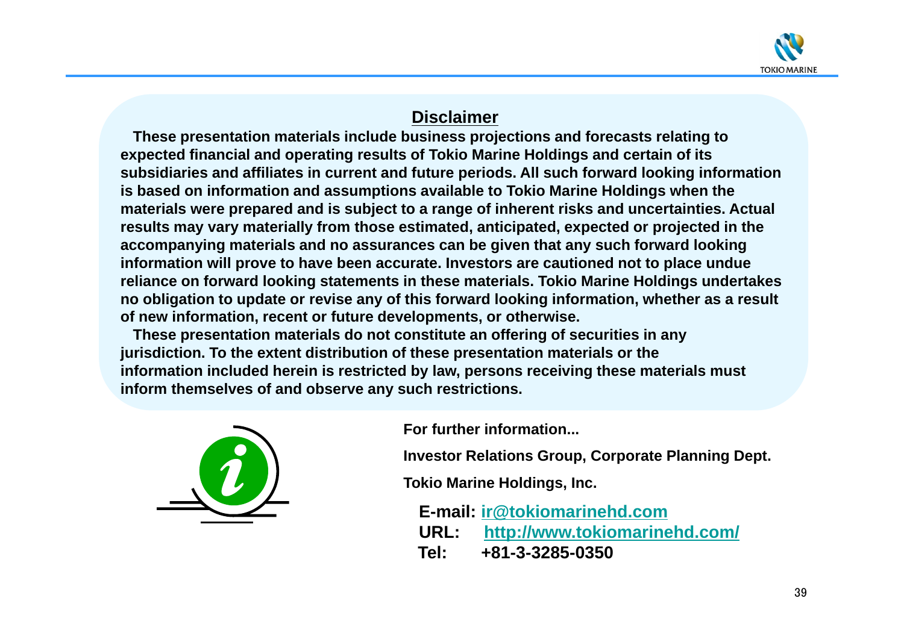## Disclaimer

These presentation materials include business projections and forecasts relating to expected financial and operating results of Tokio Marine Holdings and certain of its subsidiaries and affiliates in current and future periods. All such forward looking information is based on information and assumptions available to Tokio Marine Holdings when the materials were prepared and is subject to a range of inherent risks and uncertainties. Actual results may vary materially from those estimated, anticipated, expected or projected in the accompanying materials and no assurances can be given that any such forward looking information will prove to have been accurate. Investors are cautioned not to place undue reliance on forward looking statements in these materials. Tokio Marine Holdings undertakes no obligation to update or revise any of this forward looking information, whether as a result of new information, recent or future developments, or otherwise.

These presentation materials do not constitute an offering of securities in any jurisdiction. To the extent distribution of these presentation materials or the information included herein is restricted by law, persons receiving these materials must inform themselves of and observe any such restrictions.

**For further information...**

**Investor Relations Group, Corporate Planning Dept.**

**Tokio Marine Holdings, Inc.**

**E-mail:** ir@tokiomarinehd.com
**URL:** http://www.tokiomarinehd.com/
**Tel:** +81-3-3285-0350